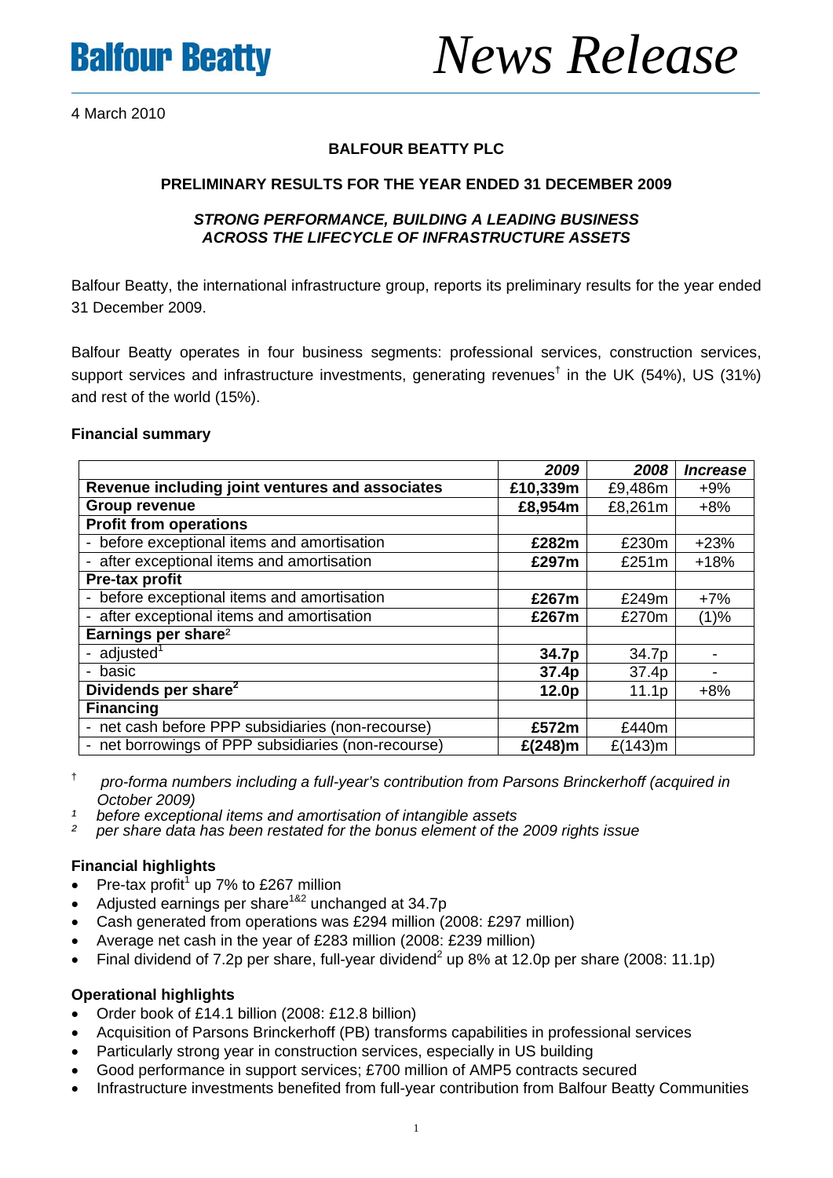# Balfour Beatty *News Release*

4 March 2010

**BALFOUR BEATTY PLC**

**PRELIMINARY RESULTS FOR THE YEAR ENDED 31 DECEMBER 2009**

***STRONG PERFORMANCE, BUILDING A LEADING BUSINESS ACROSS THE LIFECYCLE OF INFRASTRUCTURE ASSETS***

Balfour Beatty, the international infrastructure group, reports its preliminary results for the year ended 31 December 2009.

Balfour Beatty operates in four business segments: professional services, construction services, support services and infrastructure investments, generating revenues[†] in the UK (54%), US (31%) and rest of the world (15%).

**Financial summary**

| | *2009* | *2008* | *Increase* |
|---|---|---|---|
| **Revenue including joint ventures and associates** | **£10,339m** | £9,486m | +9% |
| **Group revenue** | **£8,954m** | £8,261m | +8% |
| **Profit from operations** | | | |
| - before exceptional items and amortisation | **£282m** | £230m | +23% |
| - after exceptional items and amortisation | **£297m** | £251m | +18% |
| **Pre-tax profit** | | | |
| - before exceptional items and amortisation | **£267m** | £249m | +7% |
| - after exceptional items and amortisation | **£267m** | £270m | (1)% |
| **Earnings per share**[2] | | | |
| - adjusted[1] | **34.7p** | 34.7p | - |
| - basic | **37.4p** | 37.4p | - |
| **Dividends per share**[2] | **12.0p** | 11.1p | +8% |
| **Financing** | | | |
| - net cash before PPP subsidiaries (non-recourse) | **£572m** | £440m | |
| - net borrowings of PPP subsidiaries (non-recourse) | **£(248)m** | £(143)m | |

[†] *pro-forma numbers including a full-year's contribution from Parsons Brinckerhoff (acquired in October 2009)*
[1] *before exceptional items and amortisation of intangible assets*
[2] *per share data has been restated for the bonus element of the 2009 rights issue*

**Financial highlights**

- Pre-tax profit[1] up 7% to £267 million
- Adjusted earnings per share[1&2] unchanged at 34.7p
- Cash generated from operations was £294 million (2008: £297 million)
- Average net cash in the year of £283 million (2008: £239 million)
- Final dividend of 7.2p per share, full-year dividend[2] up 8% at 12.0p per share (2008: 11.1p)

**Operational highlights**

- Order book of £14.1 billion (2008: £12.8 billion)
- Acquisition of Parsons Brinckerhoff (PB) transforms capabilities in professional services
- Particularly strong year in construction services, especially in US building
- Good performance in support services; £700 million of AMP5 contracts secured
- Infrastructure investments benefited from full-year contribution from Balfour Beatty Communities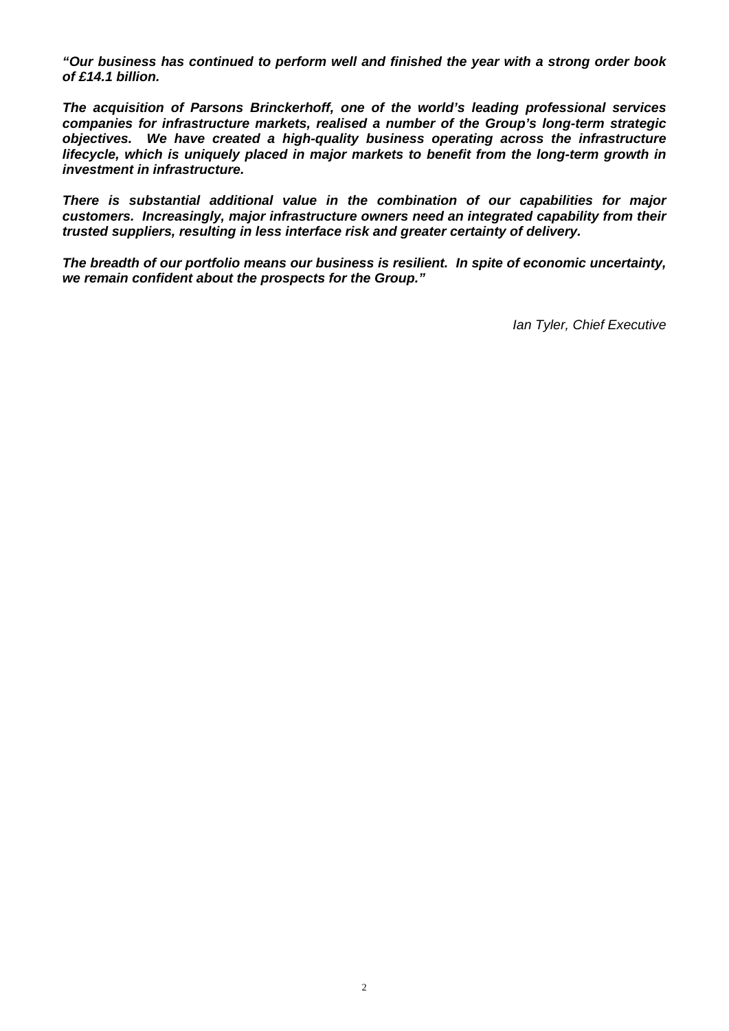***"Our business has continued to perform well and finished the year with a strong order book of £14.1 billion.***

***The acquisition of Parsons Brinckerhoff, one of the world's leading professional services companies for infrastructure markets, realised a number of the Group's long-term strategic objectives. We have created a high-quality business operating across the infrastructure lifecycle, which is uniquely placed in major markets to benefit from the long-term growth in investment in infrastructure.***

***There is substantial additional value in the combination of our capabilities for major customers. Increasingly, major infrastructure owners need an integrated capability from their trusted suppliers, resulting in less interface risk and greater certainty of delivery.***

***The breadth of our portfolio means our business is resilient. In spite of economic uncertainty, we remain confident about the prospects for the Group."***

*Ian Tyler, Chief Executive*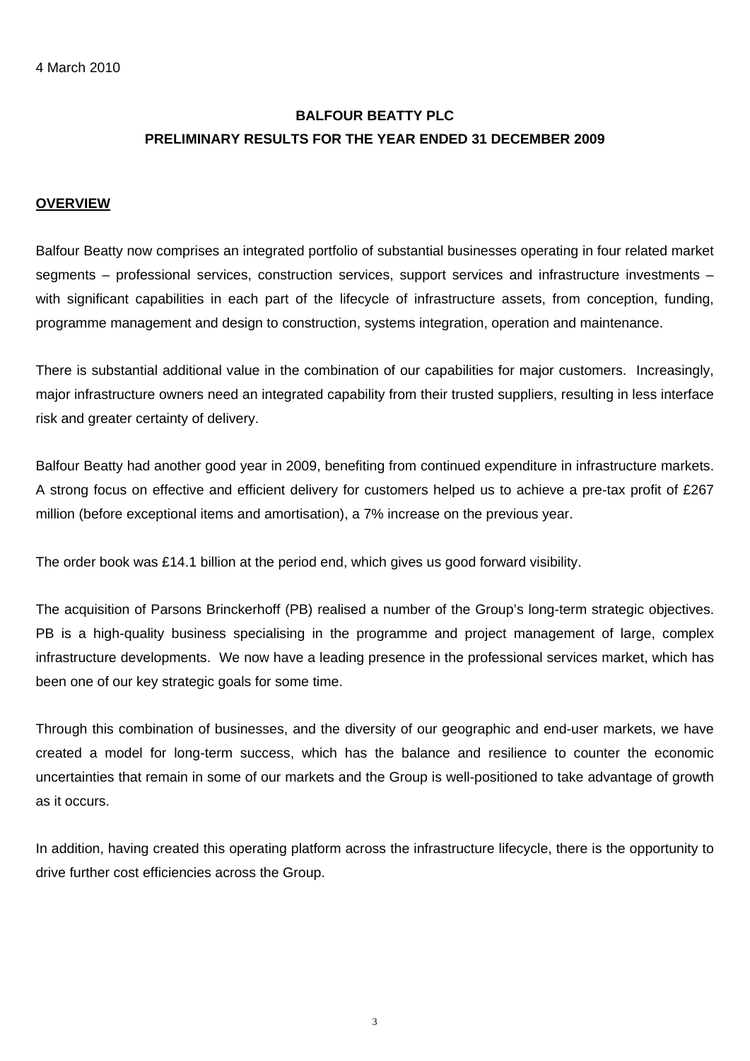4 March 2010

**BALFOUR BEATTY PLC**

**PRELIMINARY RESULTS FOR THE YEAR ENDED 31 DECEMBER 2009**

## OVERVIEW

Balfour Beatty now comprises an integrated portfolio of substantial businesses operating in four related market segments – professional services, construction services, support services and infrastructure investments – with significant capabilities in each part of the lifecycle of infrastructure assets, from conception, funding, programme management and design to construction, systems integration, operation and maintenance.

There is substantial additional value in the combination of our capabilities for major customers. Increasingly, major infrastructure owners need an integrated capability from their trusted suppliers, resulting in less interface risk and greater certainty of delivery.

Balfour Beatty had another good year in 2009, benefiting from continued expenditure in infrastructure markets. A strong focus on effective and efficient delivery for customers helped us to achieve a pre-tax profit of £267 million (before exceptional items and amortisation), a 7% increase on the previous year.

The order book was £14.1 billion at the period end, which gives us good forward visibility.

The acquisition of Parsons Brinckerhoff (PB) realised a number of the Group's long-term strategic objectives. PB is a high-quality business specialising in the programme and project management of large, complex infrastructure developments. We now have a leading presence in the professional services market, which has been one of our key strategic goals for some time.

Through this combination of businesses, and the diversity of our geographic and end-user markets, we have created a model for long-term success, which has the balance and resilience to counter the economic uncertainties that remain in some of our markets and the Group is well-positioned to take advantage of growth as it occurs.

In addition, having created this operating platform across the infrastructure lifecycle, there is the opportunity to drive further cost efficiencies across the Group.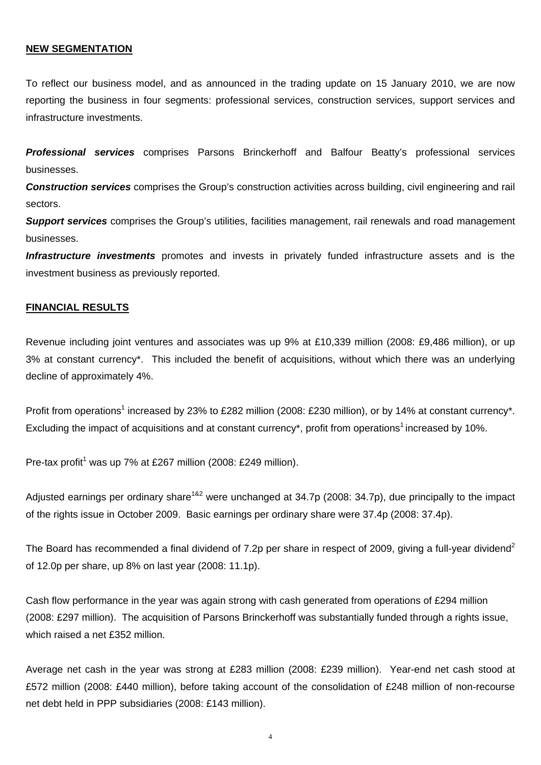## NEW SEGMENTATION

To reflect our business model, and as announced in the trading update on 15 January 2010, we are now reporting the business in four segments: professional services, construction services, support services and infrastructure investments.

***Professional services*** comprises Parsons Brinckerhoff and Balfour Beatty's professional services businesses.

***Construction services*** comprises the Group's construction activities across building, civil engineering and rail sectors.

***Support services*** comprises the Group's utilities, facilities management, rail renewals and road management businesses.

***Infrastructure investments*** promotes and invests in privately funded infrastructure assets and is the investment business as previously reported.

## FINANCIAL RESULTS

Revenue including joint ventures and associates was up 9% at £10,339 million (2008: £9,486 million), or up 3% at constant currency*. This included the benefit of acquisitions, without which there was an underlying decline of approximately 4%.

Profit from operations[1] increased by 23% to £282 million (2008: £230 million), or by 14% at constant currency*. Excluding the impact of acquisitions and at constant currency*, profit from operations[1] increased by 10%.

Pre-tax profit[1] was up 7% at £267 million (2008: £249 million).

Adjusted earnings per ordinary share[1&2] were unchanged at 34.7p (2008: 34.7p), due principally to the impact of the rights issue in October 2009. Basic earnings per ordinary share were 37.4p (2008: 37.4p).

The Board has recommended a final dividend of 7.2p per share in respect of 2009, giving a full-year dividend[2] of 12.0p per share, up 8% on last year (2008: 11.1p).

Cash flow performance in the year was again strong with cash generated from operations of £294 million (2008: £297 million). The acquisition of Parsons Brinckerhoff was substantially funded through a rights issue, which raised a net £352 million.

Average net cash in the year was strong at £283 million (2008: £239 million). Year-end net cash stood at £572 million (2008: £440 million), before taking account of the consolidation of £248 million of non-recourse net debt held in PPP subsidiaries (2008: £143 million).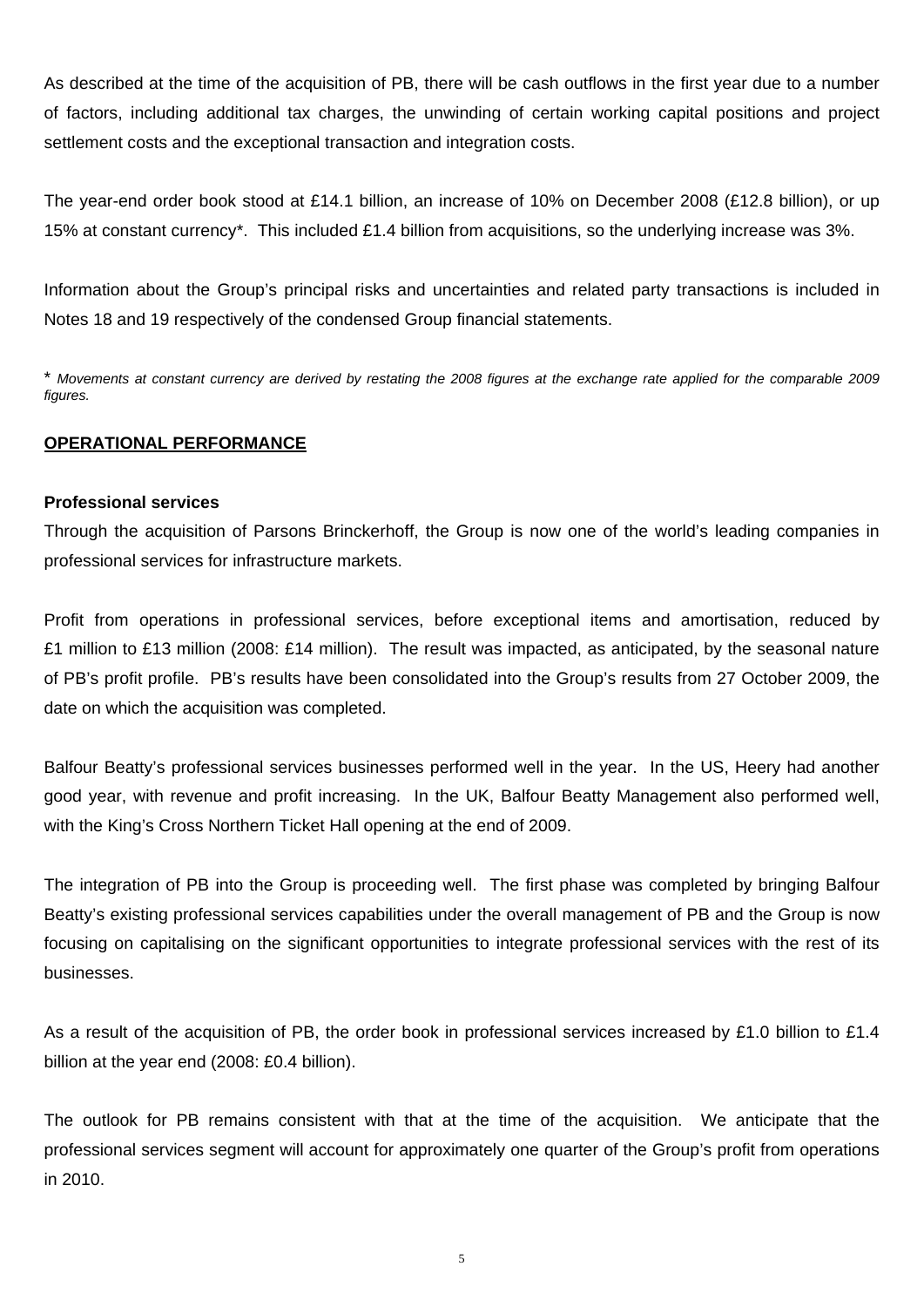As described at the time of the acquisition of PB, there will be cash outflows in the first year due to a number of factors, including additional tax charges, the unwinding of certain working capital positions and project settlement costs and the exceptional transaction and integration costs.

The year-end order book stood at £14.1 billion, an increase of 10% on December 2008 (£12.8 billion), or up 15% at constant currency*. This included £1.4 billion from acquisitions, so the underlying increase was 3%.

Information about the Group's principal risks and uncertainties and related party transactions is included in Notes 18 and 19 respectively of the condensed Group financial statements.

\* *Movements at constant currency are derived by restating the 2008 figures at the exchange rate applied for the comparable 2009 figures.*

## OPERATIONAL PERFORMANCE

### Professional services

Through the acquisition of Parsons Brinckerhoff, the Group is now one of the world's leading companies in professional services for infrastructure markets.

Profit from operations in professional services, before exceptional items and amortisation, reduced by £1 million to £13 million (2008: £14 million). The result was impacted, as anticipated, by the seasonal nature of PB's profit profile. PB's results have been consolidated into the Group's results from 27 October 2009, the date on which the acquisition was completed.

Balfour Beatty's professional services businesses performed well in the year. In the US, Heery had another good year, with revenue and profit increasing. In the UK, Balfour Beatty Management also performed well, with the King's Cross Northern Ticket Hall opening at the end of 2009.

The integration of PB into the Group is proceeding well. The first phase was completed by bringing Balfour Beatty's existing professional services capabilities under the overall management of PB and the Group is now focusing on capitalising on the significant opportunities to integrate professional services with the rest of its businesses.

As a result of the acquisition of PB, the order book in professional services increased by £1.0 billion to £1.4 billion at the year end (2008: £0.4 billion).

The outlook for PB remains consistent with that at the time of the acquisition. We anticipate that the professional services segment will account for approximately one quarter of the Group's profit from operations in 2010.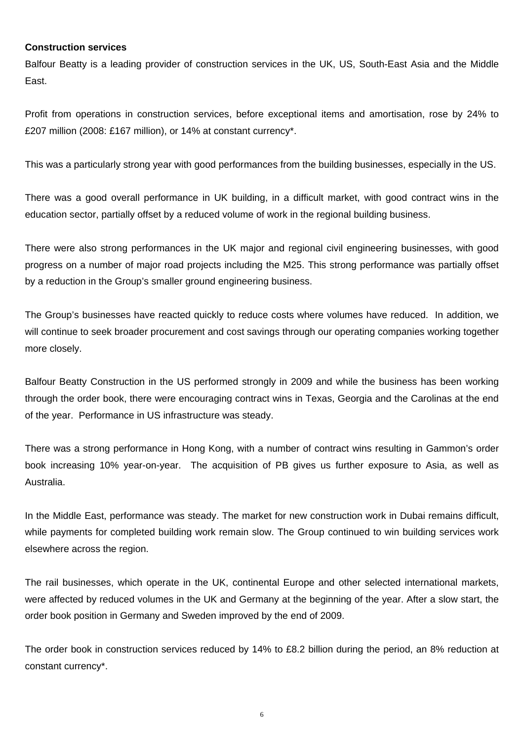**Construction services**

Balfour Beatty is a leading provider of construction services in the UK, US, South-East Asia and the Middle East.

Profit from operations in construction services, before exceptional items and amortisation, rose by 24% to £207 million (2008: £167 million), or 14% at constant currency*.

This was a particularly strong year with good performances from the building businesses, especially in the US.

There was a good overall performance in UK building, in a difficult market, with good contract wins in the education sector, partially offset by a reduced volume of work in the regional building business.

There were also strong performances in the UK major and regional civil engineering businesses, with good progress on a number of major road projects including the M25. This strong performance was partially offset by a reduction in the Group's smaller ground engineering business.

The Group's businesses have reacted quickly to reduce costs where volumes have reduced. In addition, we will continue to seek broader procurement and cost savings through our operating companies working together more closely.

Balfour Beatty Construction in the US performed strongly in 2009 and while the business has been working through the order book, there were encouraging contract wins in Texas, Georgia and the Carolinas at the end of the year. Performance in US infrastructure was steady.

There was a strong performance in Hong Kong, with a number of contract wins resulting in Gammon's order book increasing 10% year-on-year. The acquisition of PB gives us further exposure to Asia, as well as Australia.

In the Middle East, performance was steady. The market for new construction work in Dubai remains difficult, while payments for completed building work remain slow. The Group continued to win building services work elsewhere across the region.

The rail businesses, which operate in the UK, continental Europe and other selected international markets, were affected by reduced volumes in the UK and Germany at the beginning of the year. After a slow start, the order book position in Germany and Sweden improved by the end of 2009.

The order book in construction services reduced by 14% to £8.2 billion during the period, an 8% reduction at constant currency*.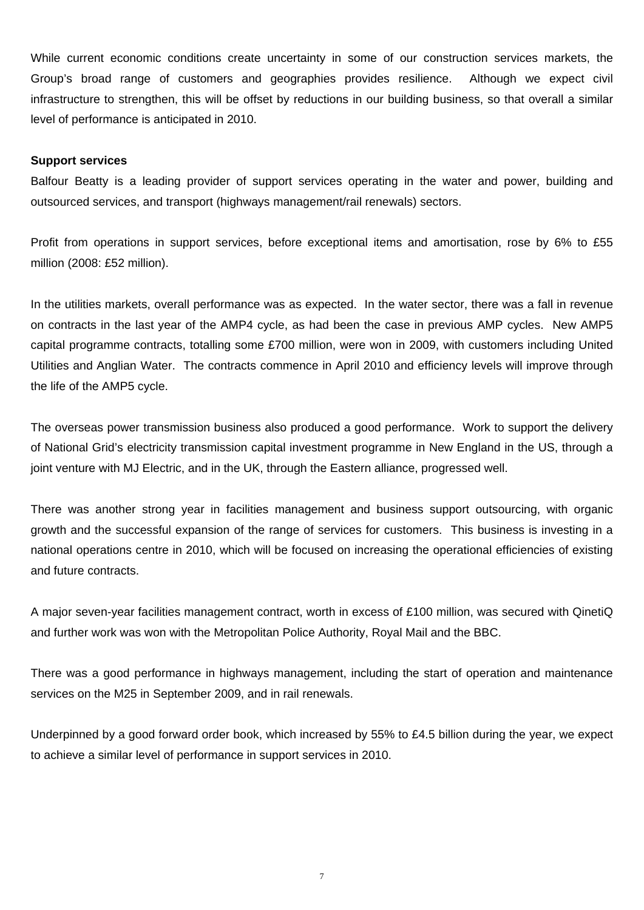While current economic conditions create uncertainty in some of our construction services markets, the Group's broad range of customers and geographies provides resilience. Although we expect civil infrastructure to strengthen, this will be offset by reductions in our building business, so that overall a similar level of performance is anticipated in 2010.

**Support services**

Balfour Beatty is a leading provider of support services operating in the water and power, building and outsourced services, and transport (highways management/rail renewals) sectors.

Profit from operations in support services, before exceptional items and amortisation, rose by 6% to £55 million (2008: £52 million).

In the utilities markets, overall performance was as expected. In the water sector, there was a fall in revenue on contracts in the last year of the AMP4 cycle, as had been the case in previous AMP cycles. New AMP5 capital programme contracts, totalling some £700 million, were won in 2009, with customers including United Utilities and Anglian Water. The contracts commence in April 2010 and efficiency levels will improve through the life of the AMP5 cycle.

The overseas power transmission business also produced a good performance. Work to support the delivery of National Grid's electricity transmission capital investment programme in New England in the US, through a joint venture with MJ Electric, and in the UK, through the Eastern alliance, progressed well.

There was another strong year in facilities management and business support outsourcing, with organic growth and the successful expansion of the range of services for customers. This business is investing in a national operations centre in 2010, which will be focused on increasing the operational efficiencies of existing and future contracts.

A major seven-year facilities management contract, worth in excess of £100 million, was secured with QinetiQ and further work was won with the Metropolitan Police Authority, Royal Mail and the BBC.

There was a good performance in highways management, including the start of operation and maintenance services on the M25 in September 2009, and in rail renewals.

Underpinned by a good forward order book, which increased by 55% to £4.5 billion during the year, we expect to achieve a similar level of performance in support services in 2010.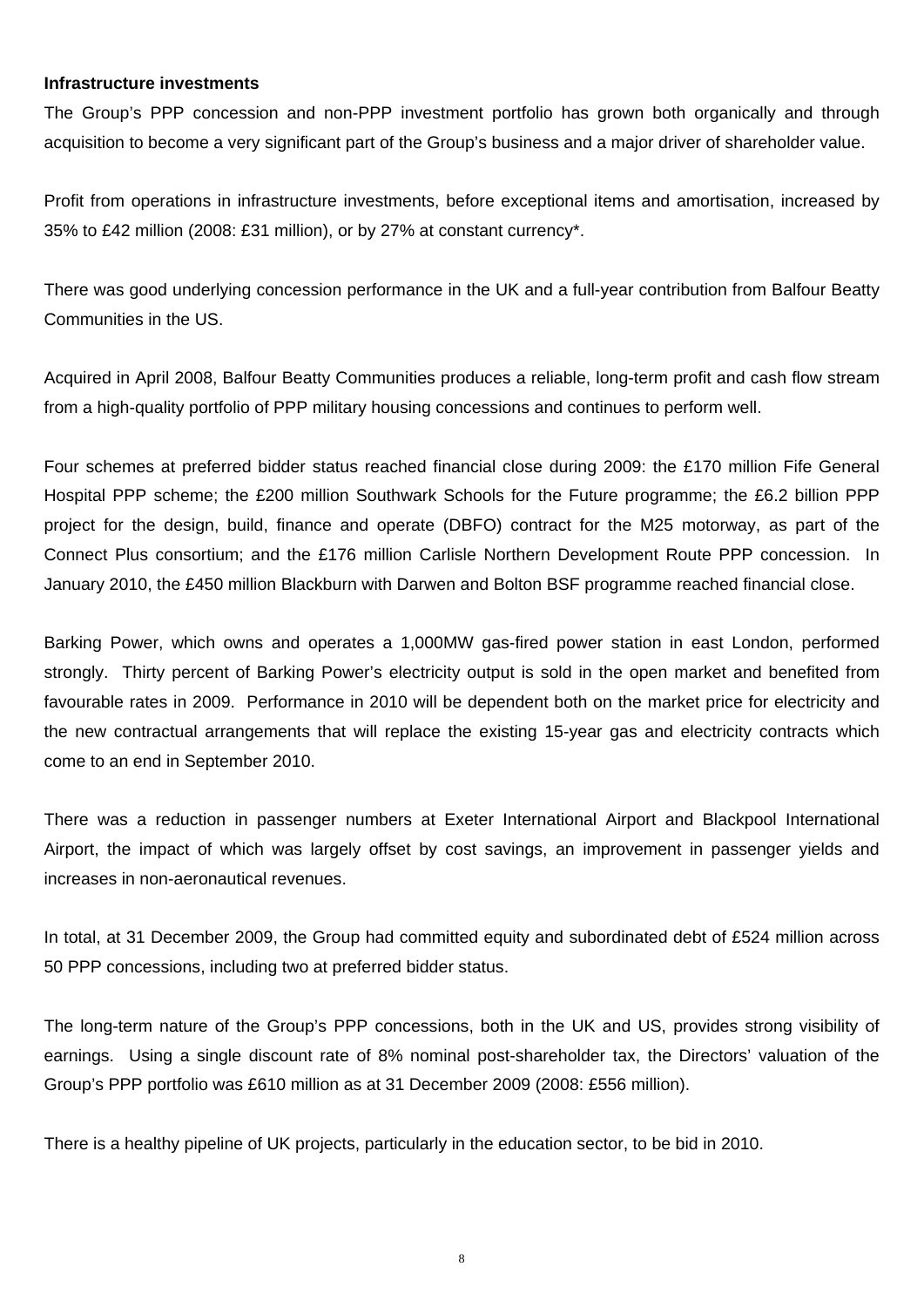**Infrastructure investments**

The Group's PPP concession and non-PPP investment portfolio has grown both organically and through acquisition to become a very significant part of the Group's business and a major driver of shareholder value.

Profit from operations in infrastructure investments, before exceptional items and amortisation, increased by 35% to £42 million (2008: £31 million), or by 27% at constant currency*.

There was good underlying concession performance in the UK and a full-year contribution from Balfour Beatty Communities in the US.

Acquired in April 2008, Balfour Beatty Communities produces a reliable, long-term profit and cash flow stream from a high-quality portfolio of PPP military housing concessions and continues to perform well.

Four schemes at preferred bidder status reached financial close during 2009: the £170 million Fife General Hospital PPP scheme; the £200 million Southwark Schools for the Future programme; the £6.2 billion PPP project for the design, build, finance and operate (DBFO) contract for the M25 motorway, as part of the Connect Plus consortium; and the £176 million Carlisle Northern Development Route PPP concession. In January 2010, the £450 million Blackburn with Darwen and Bolton BSF programme reached financial close.

Barking Power, which owns and operates a 1,000MW gas-fired power station in east London, performed strongly. Thirty percent of Barking Power's electricity output is sold in the open market and benefited from favourable rates in 2009. Performance in 2010 will be dependent both on the market price for electricity and the new contractual arrangements that will replace the existing 15-year gas and electricity contracts which come to an end in September 2010.

There was a reduction in passenger numbers at Exeter International Airport and Blackpool International Airport, the impact of which was largely offset by cost savings, an improvement in passenger yields and increases in non-aeronautical revenues.

In total, at 31 December 2009, the Group had committed equity and subordinated debt of £524 million across 50 PPP concessions, including two at preferred bidder status.

The long-term nature of the Group's PPP concessions, both in the UK and US, provides strong visibility of earnings. Using a single discount rate of 8% nominal post-shareholder tax, the Directors' valuation of the Group's PPP portfolio was £610 million as at 31 December 2009 (2008: £556 million).

There is a healthy pipeline of UK projects, particularly in the education sector, to be bid in 2010.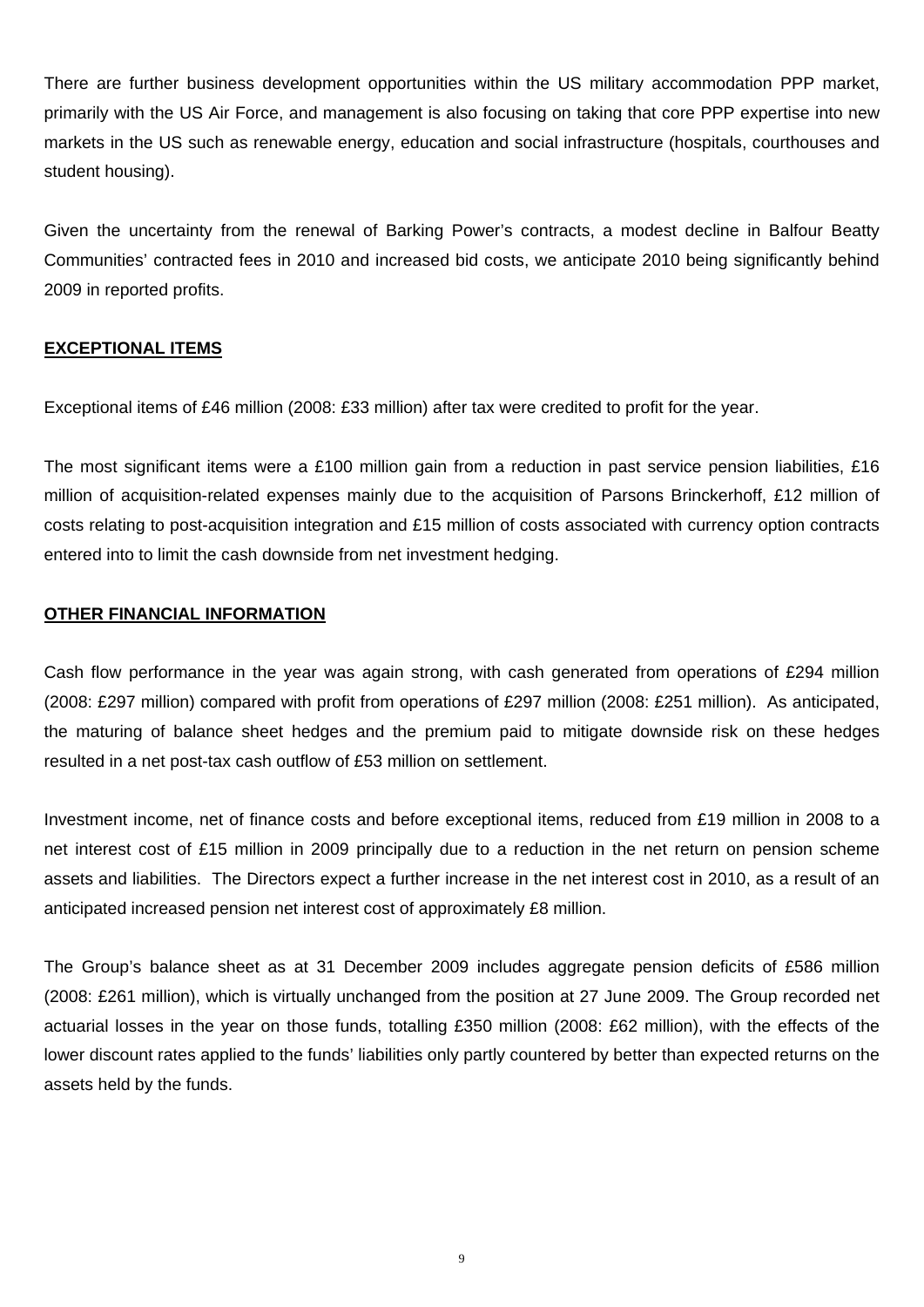There are further business development opportunities within the US military accommodation PPP market, primarily with the US Air Force, and management is also focusing on taking that core PPP expertise into new markets in the US such as renewable energy, education and social infrastructure (hospitals, courthouses and student housing).

Given the uncertainty from the renewal of Barking Power's contracts, a modest decline in Balfour Beatty Communities' contracted fees in 2010 and increased bid costs, we anticipate 2010 being significantly behind 2009 in reported profits.

## EXCEPTIONAL ITEMS

Exceptional items of £46 million (2008: £33 million) after tax were credited to profit for the year.

The most significant items were a £100 million gain from a reduction in past service pension liabilities, £16 million of acquisition-related expenses mainly due to the acquisition of Parsons Brinckerhoff, £12 million of costs relating to post-acquisition integration and £15 million of costs associated with currency option contracts entered into to limit the cash downside from net investment hedging.

## OTHER FINANCIAL INFORMATION

Cash flow performance in the year was again strong, with cash generated from operations of £294 million (2008: £297 million) compared with profit from operations of £297 million (2008: £251 million). As anticipated, the maturing of balance sheet hedges and the premium paid to mitigate downside risk on these hedges resulted in a net post-tax cash outflow of £53 million on settlement.

Investment income, net of finance costs and before exceptional items, reduced from £19 million in 2008 to a net interest cost of £15 million in 2009 principally due to a reduction in the net return on pension scheme assets and liabilities. The Directors expect a further increase in the net interest cost in 2010, as a result of an anticipated increased pension net interest cost of approximately £8 million.

The Group's balance sheet as at 31 December 2009 includes aggregate pension deficits of £586 million (2008: £261 million), which is virtually unchanged from the position at 27 June 2009. The Group recorded net actuarial losses in the year on those funds, totalling £350 million (2008: £62 million), with the effects of the lower discount rates applied to the funds' liabilities only partly countered by better than expected returns on the assets held by the funds.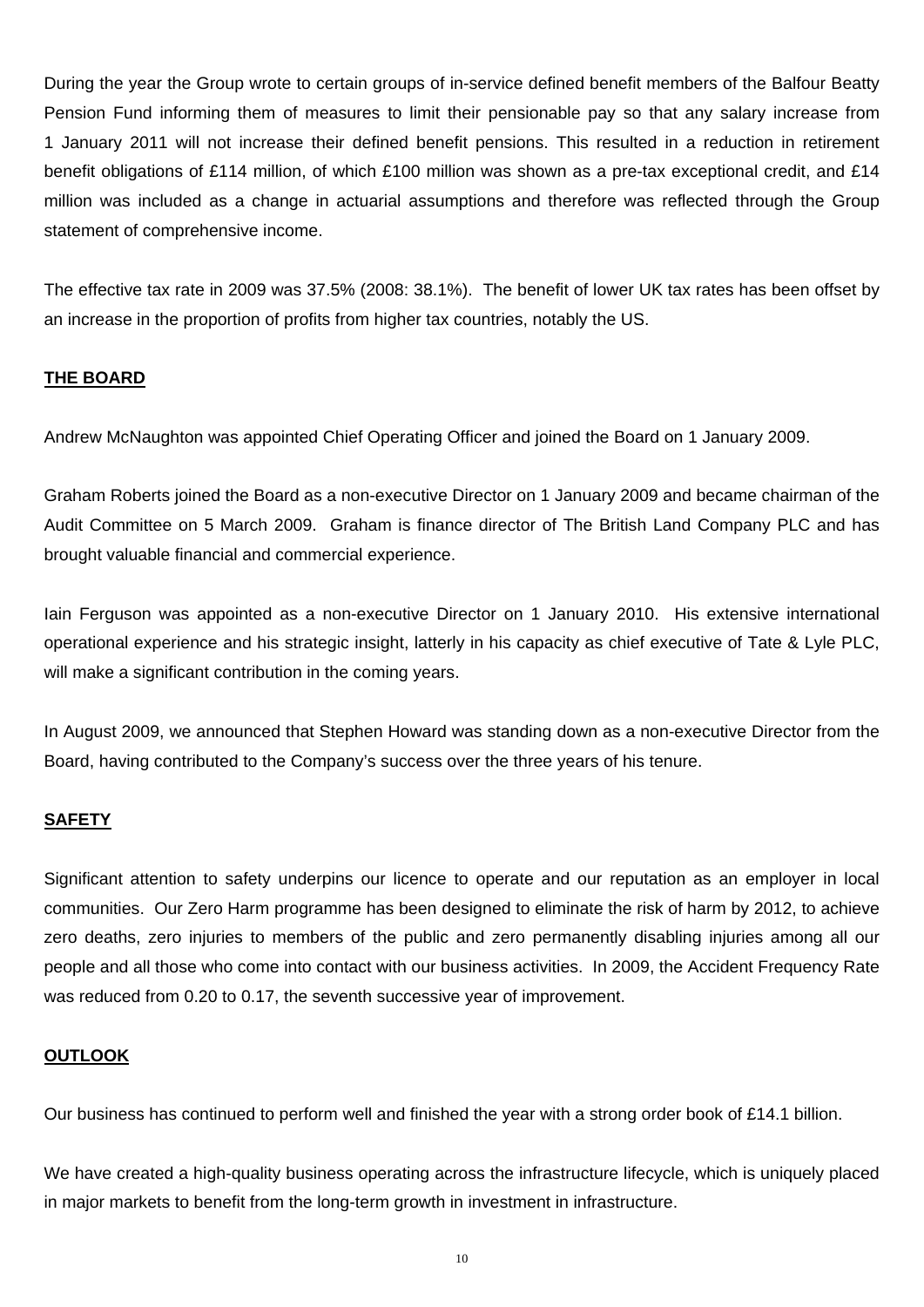During the year the Group wrote to certain groups of in-service defined benefit members of the Balfour Beatty Pension Fund informing them of measures to limit their pensionable pay so that any salary increase from 1 January 2011 will not increase their defined benefit pensions. This resulted in a reduction in retirement benefit obligations of £114 million, of which £100 million was shown as a pre-tax exceptional credit, and £14 million was included as a change in actuarial assumptions and therefore was reflected through the Group statement of comprehensive income.

The effective tax rate in 2009 was 37.5% (2008: 38.1%). The benefit of lower UK tax rates has been offset by an increase in the proportion of profits from higher tax countries, notably the US.

## THE BOARD

Andrew McNaughton was appointed Chief Operating Officer and joined the Board on 1 January 2009.

Graham Roberts joined the Board as a non-executive Director on 1 January 2009 and became chairman of the Audit Committee on 5 March 2009. Graham is finance director of The British Land Company PLC and has brought valuable financial and commercial experience.

Iain Ferguson was appointed as a non-executive Director on 1 January 2010. His extensive international operational experience and his strategic insight, latterly in his capacity as chief executive of Tate & Lyle PLC, will make a significant contribution in the coming years.

In August 2009, we announced that Stephen Howard was standing down as a non-executive Director from the Board, having contributed to the Company's success over the three years of his tenure.

## SAFETY

Significant attention to safety underpins our licence to operate and our reputation as an employer in local communities. Our Zero Harm programme has been designed to eliminate the risk of harm by 2012, to achieve zero deaths, zero injuries to members of the public and zero permanently disabling injuries among all our people and all those who come into contact with our business activities. In 2009, the Accident Frequency Rate was reduced from 0.20 to 0.17, the seventh successive year of improvement.

## OUTLOOK

Our business has continued to perform well and finished the year with a strong order book of £14.1 billion.

We have created a high-quality business operating across the infrastructure lifecycle, which is uniquely placed in major markets to benefit from the long-term growth in investment in infrastructure.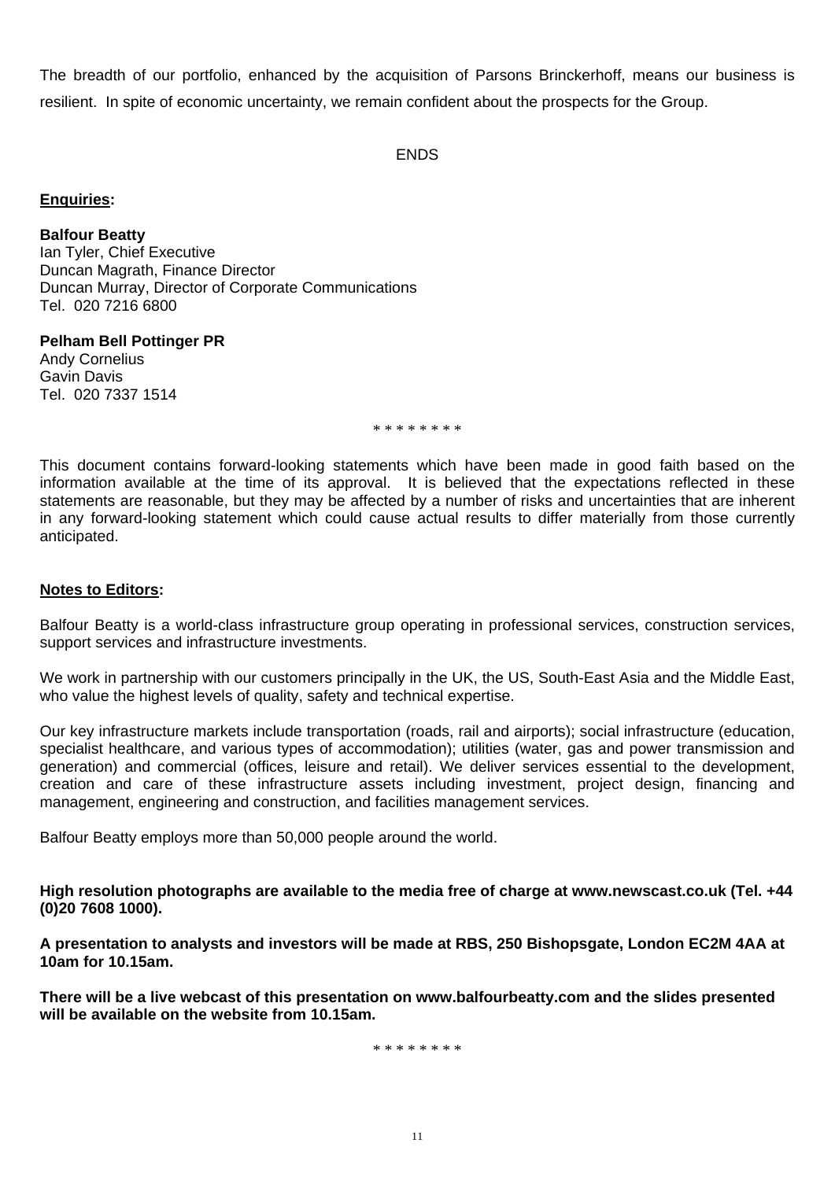The breadth of our portfolio, enhanced by the acquisition of Parsons Brinckerhoff, means our business is resilient. In spite of economic uncertainty, we remain confident about the prospects for the Group.

ENDS

**Enquiries:**

**Balfour Beatty**
Ian Tyler, Chief Executive
Duncan Magrath, Finance Director
Duncan Murray, Director of Corporate Communications
Tel. 020 7216 6800

**Pelham Bell Pottinger PR**
Andy Cornelius
Gavin Davis
Tel. 020 7337 1514

* * * * * * * *

This document contains forward-looking statements which have been made in good faith based on the information available at the time of its approval. It is believed that the expectations reflected in these statements are reasonable, but they may be affected by a number of risks and uncertainties that are inherent in any forward-looking statement which could cause actual results to differ materially from those currently anticipated.

**Notes to Editors:**

Balfour Beatty is a world-class infrastructure group operating in professional services, construction services, support services and infrastructure investments.

We work in partnership with our customers principally in the UK, the US, South-East Asia and the Middle East, who value the highest levels of quality, safety and technical expertise.

Our key infrastructure markets include transportation (roads, rail and airports); social infrastructure (education, specialist healthcare, and various types of accommodation); utilities (water, gas and power transmission and generation) and commercial (offices, leisure and retail). We deliver services essential to the development, creation and care of these infrastructure assets including investment, project design, financing and management, engineering and construction, and facilities management services.

Balfour Beatty employs more than 50,000 people around the world.

**High resolution photographs are available to the media free of charge at www.newscast.co.uk (Tel. +44 (0)20 7608 1000).**

**A presentation to analysts and investors will be made at RBS, 250 Bishopsgate, London EC2M 4AA at 10am for 10.15am.**

**There will be a live webcast of this presentation on www.balfourbeatty.com and the slides presented will be available on the website from 10.15am.**

* * * * * * * *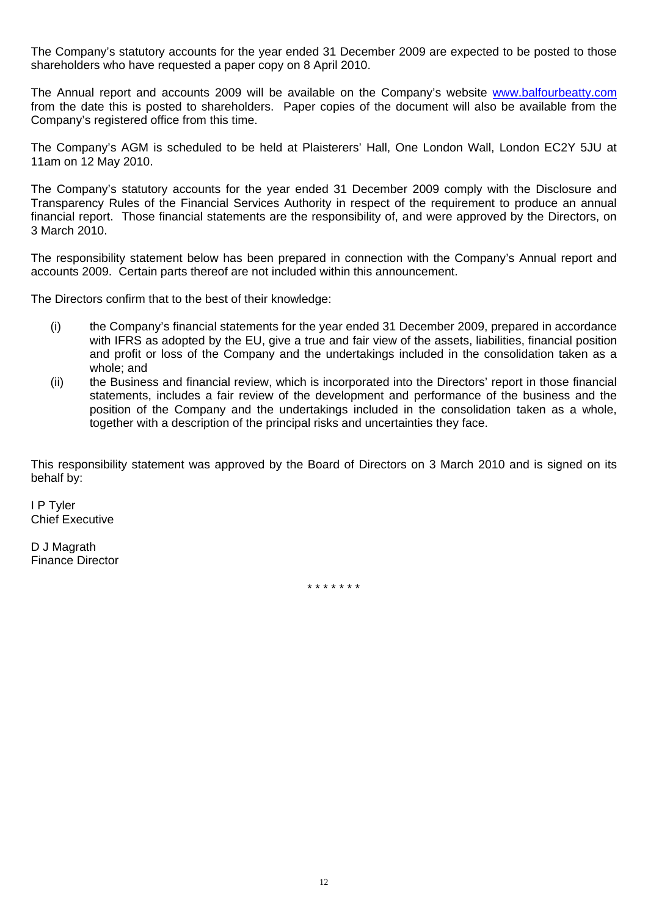The Company's statutory accounts for the year ended 31 December 2009 are expected to be posted to those shareholders who have requested a paper copy on 8 April 2010.

The Annual report and accounts 2009 will be available on the Company's website www.balfourbeatty.com from the date this is posted to shareholders. Paper copies of the document will also be available from the Company's registered office from this time.

The Company's AGM is scheduled to be held at Plaisterers' Hall, One London Wall, London EC2Y 5JU at 11am on 12 May 2010.

The Company's statutory accounts for the year ended 31 December 2009 comply with the Disclosure and Transparency Rules of the Financial Services Authority in respect of the requirement to produce an annual financial report. Those financial statements are the responsibility of, and were approved by the Directors, on 3 March 2010.

The responsibility statement below has been prepared in connection with the Company's Annual report and accounts 2009. Certain parts thereof are not included within this announcement.

The Directors confirm that to the best of their knowledge:

(i) the Company's financial statements for the year ended 31 December 2009, prepared in accordance with IFRS as adopted by the EU, give a true and fair view of the assets, liabilities, financial position and profit or loss of the Company and the undertakings included in the consolidation taken as a whole; and

(ii) the Business and financial review, which is incorporated into the Directors' report in those financial statements, includes a fair review of the development and performance of the business and the position of the Company and the undertakings included in the consolidation taken as a whole, together with a description of the principal risks and uncertainties they face.

This responsibility statement was approved by the Board of Directors on 3 March 2010 and is signed on its behalf by:

I P Tyler  
Chief Executive

D J Magrath  
Finance Director

\* \* \* \* \* \* \*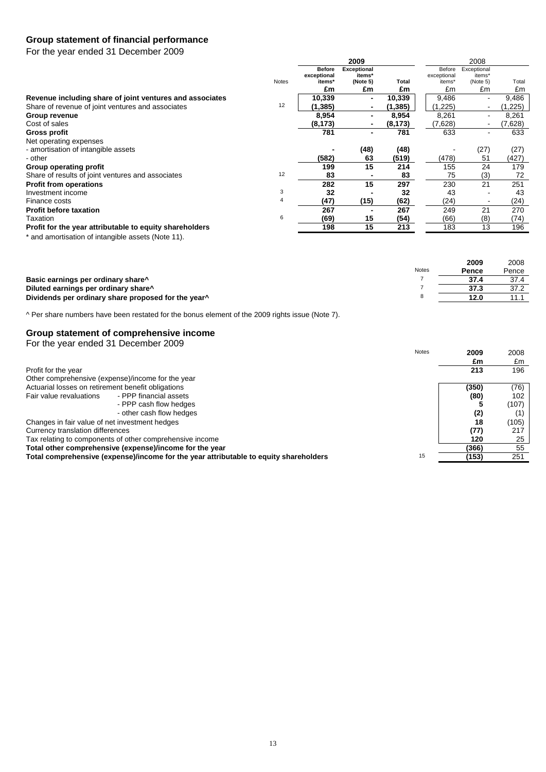## Group statement of financial performance

For the year ended 31 December 2009

| | Notes | 2009 Before exceptional items* £m | 2009 Exceptional items* (Note 5) £m | 2009 Total £m | 2008 Before exceptional items* £m | 2008 Exceptional items* (Note 5) £m | 2008 Total £m |
|---|---|---|---|---|---|---|---|
| **Revenue including share of joint ventures and associates** | | **10,339** | **-** | **10,339** | 9,486 | - | 9,486 |
| Share of revenue of joint ventures and associates | 12 | **(1,385)** | **-** | **(1,385)** | (1,225) | - | (1,225) |
| **Group revenue** | | **8,954** | **-** | **8,954** | 8,261 | - | 8,261 |
| Cost of sales | | **(8,173)** | **-** | **(8,173)** | (7,628) | - | (7,628) |
| **Gross profit** | | **781** | **-** | **781** | 633 | - | 633 |
| Net operating expenses | | | | | | | |
| - amortisation of intangible assets | | **-** | **(48)** | **(48)** | - | (27) | (27) |
| - other | | **(582)** | **63** | **(519)** | (478) | 51 | (427) |
| **Group operating profit** | | **199** | **15** | **214** | 155 | 24 | 179 |
| Share of results of joint ventures and associates | 12 | **83** | **-** | **83** | 75 | (3) | 72 |
| **Profit from operations** | | **282** | **15** | **297** | 230 | 21 | 251 |
| Investment income | 3 | **32** | **-** | **32** | 43 | - | 43 |
| Finance costs | 4 | **(47)** | **(15)** | **(62)** | (24) | - | (24) |
| **Profit before taxation** | | **267** | **-** | **267** | 249 | 21 | 270 |
| Taxation | 6 | **(69)** | **15** | **(54)** | (66) | (8) | (74) |
| **Profit for the year attributable to equity shareholders** | | **198** | **15** | **213** | 183 | 13 | 196 |

\* and amortisation of intangible assets (Note 11).

| | Notes | 2009 Pence | 2008 Pence |
|---|---|---|---|
| **Basic earnings per ordinary share^** | 7 | **37.4** | 37.4 |
| **Diluted earnings per ordinary share^** | 7 | **37.3** | 37.2 |
| **Dividends per ordinary share proposed for the year^** | 8 | **12.0** | 11.1 |

^ Per share numbers have been restated for the bonus element of the 2009 rights issue (Note 7).

## Group statement of comprehensive income

For the year ended 31 December 2009

| | Notes | 2009 £m | 2008 £m |
|---|---|---|---|
| Profit for the year | | **213** | 196 |
| Other comprehensive (expense)/income for the year | | | |
| Actuarial losses on retirement benefit obligations | | **(350)** | (76) |
| Fair value revaluations - PPP financial assets | | **(80)** | 102 |
| - PPP cash flow hedges | | **5** | (107) |
| - other cash flow hedges | | **(2)** | (1) |
| Changes in fair value of net investment hedges | | **18** | (105) |
| Currency translation differences | | **(77)** | 217 |
| Tax relating to components of other comprehensive income | | **120** | 25 |
| **Total other comprehensive (expense)/income for the year** | | **(366)** | 55 |
| **Total comprehensive (expense)/income for the year attributable to equity shareholders** | 15 | **(153)** | 251 |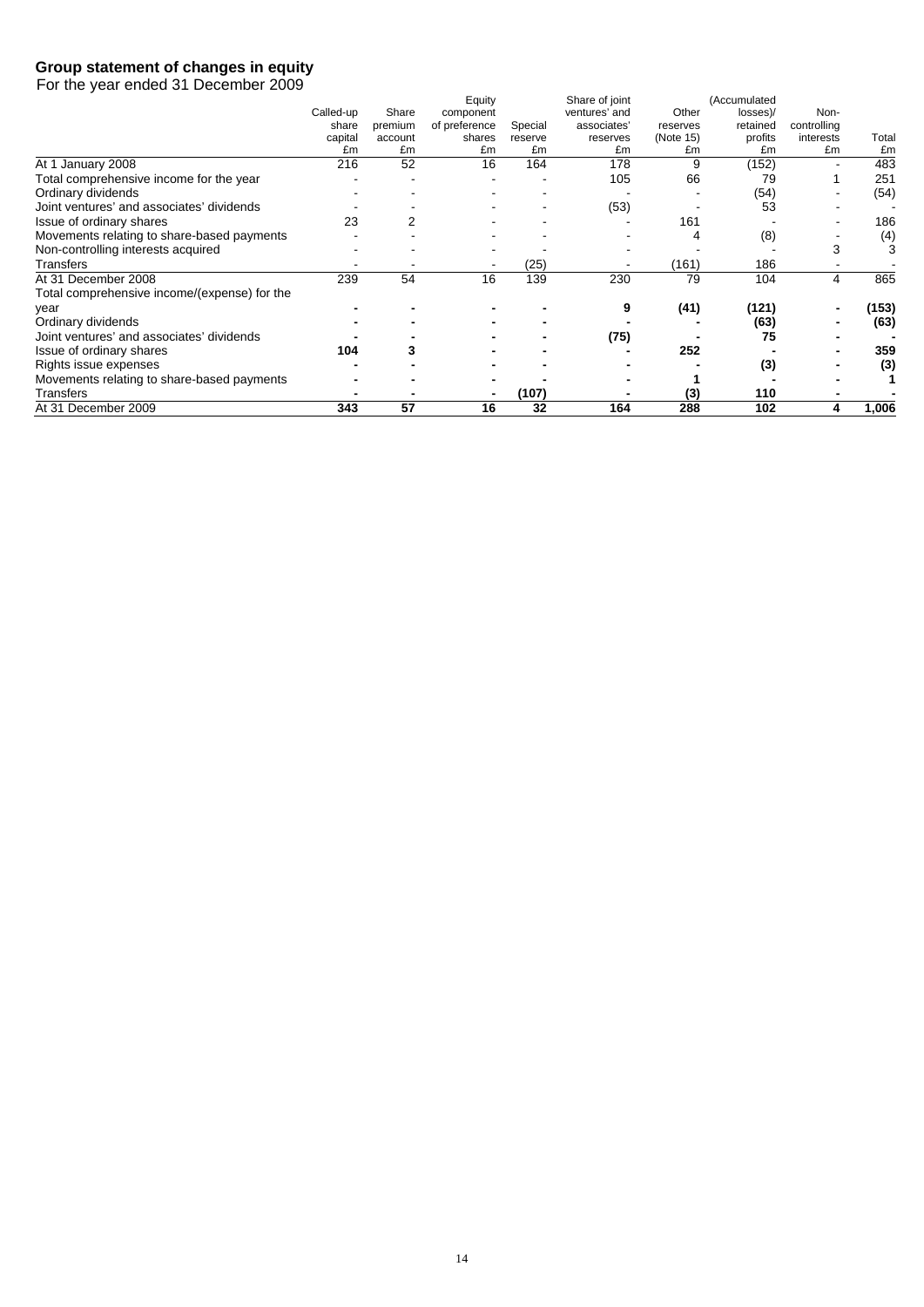## Group statement of changes in equity

For the year ended 31 December 2009

| | Called-up share capital £m | Share premium account £m | Equity component of preference shares £m | Special reserve £m | Share of joint ventures' and associates' reserves £m | Other reserves (Note 15) £m | (Accumulated losses)/ retained profits £m | Non-controlling interests £m | Total £m |
|---|---|---|---|---|---|---|---|---|---|
| At 1 January 2008 | 216 | 52 | 16 | 164 | 178 | 9 | (152) | - | 483 |
| Total comprehensive income for the year | - | - | - | - | 105 | 66 | 79 | 1 | 251 |
| Ordinary dividends | - | - | - | - | - | - | (54) | - | (54) |
| Joint ventures' and associates' dividends | - | - | - | - | (53) | - | 53 | - | - |
| Issue of ordinary shares | 23 | 2 | - | - | - | 161 | - | - | 186 |
| Movements relating to share-based payments | - | - | - | - | - | 4 | (8) | - | (4) |
| Non-controlling interests acquired | - | - | - | - | - | - | - | 3 | 3 |
| Transfers | - | - | - | (25) | - | (161) | 186 | - | - |
| At 31 December 2008 | 239 | 54 | 16 | 139 | 230 | 79 | 104 | 4 | 865 |
| Total comprehensive income/(expense) for the year | **-** | **-** | **-** | **-** | **9** | **(41)** | **(121)** | **-** | **(153)** |
| Ordinary dividends | **-** | **-** | **-** | **-** | **-** | **-** | **(63)** | **-** | **(63)** |
| Joint ventures' and associates' dividends | **-** | **-** | **-** | **-** | **(75)** | **-** | **75** | **-** | **-** |
| Issue of ordinary shares | **104** | **3** | **-** | **-** | **-** | **252** | **-** | **-** | **359** |
| Rights issue expenses | **-** | **-** | **-** | **-** | **-** | **-** | **(3)** | **-** | **(3)** |
| Movements relating to share-based payments | **-** | **-** | **-** | **-** | **-** | **1** | **-** | **-** | **1** |
| Transfers | **-** | **-** | **-** | **(107)** | **-** | **(3)** | **110** | **-** | **-** |
| At 31 December 2009 | **343** | **57** | **16** | **32** | **164** | **288** | **102** | **4** | **1,006** |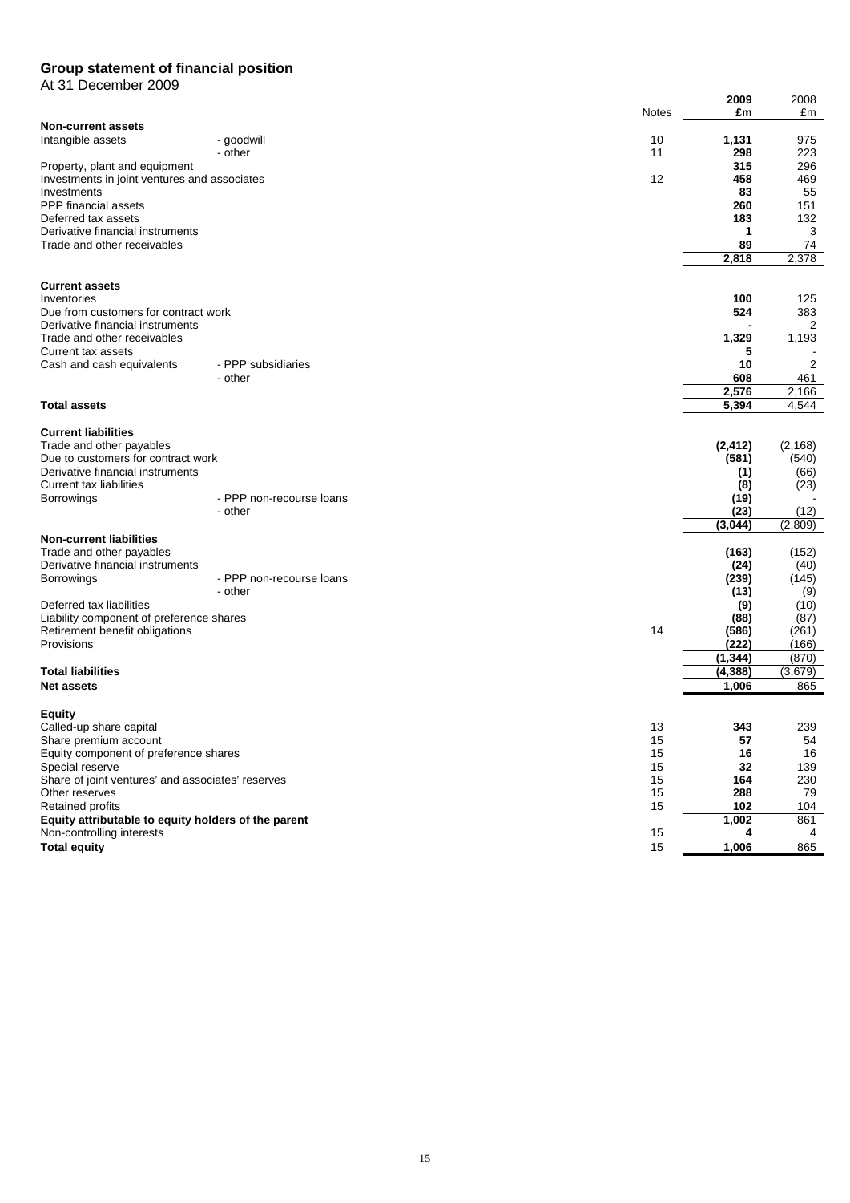# Group statement of financial position

At 31 December 2009

| | | Notes | 2009 £m | 2008 £m |
|---|---|---|---|---|
| **Non-current assets** | | | | |
| Intangible assets | - goodwill | 10 | **1,131** | 975 |
| | - other | 11 | **298** | 223 |
| Property, plant and equipment | | | **315** | 296 |
| Investments in joint ventures and associates | | 12 | **458** | 469 |
| Investments | | | **83** | 55 |
| PPP financial assets | | | **260** | 151 |
| Deferred tax assets | | | **183** | 132 |
| Derivative financial instruments | | | **1** | 3 |
| Trade and other receivables | | | **89** | 74 |
| | | | **2,818** | 2,378 |
| **Current assets** | | | | |
| Inventories | | | **100** | 125 |
| Due from customers for contract work | | | **524** | 383 |
| Derivative financial instruments | | | **-** | 2 |
| Trade and other receivables | | | **1,329** | 1,193 |
| Current tax assets | | | **5** | - |
| Cash and cash equivalents | - PPP subsidiaries | | **10** | 2 |
| | - other | | **608** | 461 |
| | | | **2,576** | 2,166 |
| **Total assets** | | | **5,394** | 4,544 |
| **Current liabilities** | | | | |
| Trade and other payables | | | **(2,412)** | (2,168) |
| Due to customers for contract work | | | **(581)** | (540) |
| Derivative financial instruments | | | **(1)** | (66) |
| Current tax liabilities | | | **(8)** | (23) |
| Borrowings | - PPP non-recourse loans | | **(19)** | - |
| | - other | | **(23)** | (12) |
| | | | **(3,044)** | (2,809) |
| **Non-current liabilities** | | | | |
| Trade and other payables | | | **(163)** | (152) |
| Derivative financial instruments | | | **(24)** | (40) |
| Borrowings | - PPP non-recourse loans | | **(239)** | (145) |
| | - other | | **(13)** | (9) |
| Deferred tax liabilities | | | **(9)** | (10) |
| Liability component of preference shares | | | **(88)** | (87) |
| Retirement benefit obligations | | 14 | **(586)** | (261) |
| Provisions | | | **(222)** | (166) |
| | | | **(1,344)** | (870) |
| **Total liabilities** | | | **(4,388)** | (3,679) |
| **Net assets** | | | **1,006** | 865 |
| **Equity** | | | | |
| Called-up share capital | | 13 | **343** | 239 |
| Share premium account | | 15 | **57** | 54 |
| Equity component of preference shares | | 15 | **16** | 16 |
| Special reserve | | 15 | **32** | 139 |
| Share of joint ventures' and associates' reserves | | 15 | **164** | 230 |
| Other reserves | | 15 | **288** | 79 |
| Retained profits | | 15 | **102** | 104 |
| **Equity attributable to equity holders of the parent** | | | **1,002** | 861 |
| Non-controlling interests | | 15 | **4** | 4 |
| **Total equity** | | 15 | **1,006** | 865 |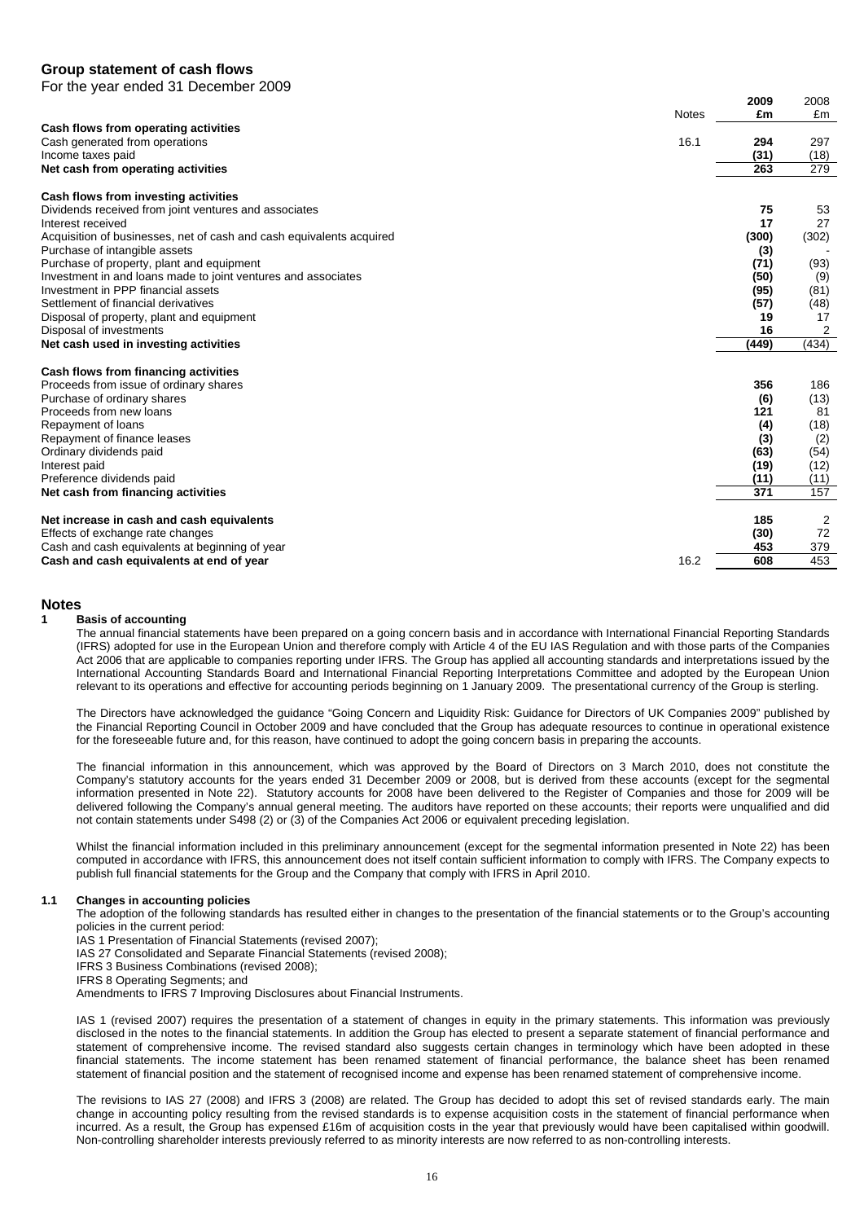## Group statement of cash flows

For the year ended 31 December 2009

| | Notes | 2009 £m | 2008 £m |
|---|---|---|---|
| **Cash flows from operating activities** | | | |
| Cash generated from operations | 16.1 | **294** | 297 |
| Income taxes paid | | **(31)** | (18) |
| **Net cash from operating activities** | | **263** | 279 |
| | | | |
| **Cash flows from investing activities** | | | |
| Dividends received from joint ventures and associates | | **75** | 53 |
| Interest received | | **17** | 27 |
| Acquisition of businesses, net of cash and cash equivalents acquired | | **(300)** | (302) |
| Purchase of intangible assets | | **(3)** | - |
| Purchase of property, plant and equipment | | **(71)** | (93) |
| Investment in and loans made to joint ventures and associates | | **(50)** | (9) |
| Investment in PPP financial assets | | **(95)** | (81) |
| Settlement of financial derivatives | | **(57)** | (48) |
| Disposal of property, plant and equipment | | **19** | 17 |
| Disposal of investments | | **16** | 2 |
| **Net cash used in investing activities** | | **(449)** | (434) |
| | | | |
| **Cash flows from financing activities** | | | |
| Proceeds from issue of ordinary shares | | **356** | 186 |
| Purchase of ordinary shares | | **(6)** | (13) |
| Proceeds from new loans | | **121** | 81 |
| Repayment of loans | | **(4)** | (18) |
| Repayment of finance leases | | **(3)** | (2) |
| Ordinary dividends paid | | **(63)** | (54) |
| Interest paid | | **(19)** | (12) |
| Preference dividends paid | | **(11)** | (11) |
| **Net cash from financing activities** | | **371** | 157 |
| | | | |
| **Net increase in cash and cash equivalents** | | **185** | 2 |
| Effects of exchange rate changes | | **(30)** | 72 |
| Cash and cash equivalents at beginning of year | | **453** | 379 |
| **Cash and cash equivalents at end of year** | 16.2 | **608** | 453 |

## Notes

### 1 Basis of accounting

The annual financial statements have been prepared on a going concern basis and in accordance with International Financial Reporting Standards (IFRS) adopted for use in the European Union and therefore comply with Article 4 of the EU IAS Regulation and with those parts of the Companies Act 2006 that are applicable to companies reporting under IFRS. The Group has applied all accounting standards and interpretations issued by the International Accounting Standards Board and International Financial Reporting Interpretations Committee and adopted by the European Union relevant to its operations and effective for accounting periods beginning on 1 January 2009. The presentational currency of the Group is sterling.

The Directors have acknowledged the guidance "Going Concern and Liquidity Risk: Guidance for Directors of UK Companies 2009" published by the Financial Reporting Council in October 2009 and have concluded that the Group has adequate resources to continue in operational existence for the foreseeable future and, for this reason, have continued to adopt the going concern basis in preparing the accounts.

The financial information in this announcement, which was approved by the Board of Directors on 3 March 2010, does not constitute the Company's statutory accounts for the years ended 31 December 2009 or 2008, but is derived from these accounts (except for the segmental information presented in Note 22). Statutory accounts for 2008 have been delivered to the Register of Companies and those for 2009 will be delivered following the Company's annual general meeting. The auditors have reported on these accounts; their reports were unqualified and did not contain statements under S498 (2) or (3) of the Companies Act 2006 or equivalent preceding legislation.

Whilst the financial information included in this preliminary announcement (except for the segmental information presented in Note 22) has been computed in accordance with IFRS, this announcement does not itself contain sufficient information to comply with IFRS. The Company expects to publish full financial statements for the Group and the Company that comply with IFRS in April 2010.

### 1.1 Changes in accounting policies

The adoption of the following standards has resulted either in changes to the presentation of the financial statements or to the Group's accounting policies in the current period:

IAS 1 Presentation of Financial Statements (revised 2007);
IAS 27 Consolidated and Separate Financial Statements (revised 2008);
IFRS 3 Business Combinations (revised 2008);
IFRS 8 Operating Segments; and
Amendments to IFRS 7 Improving Disclosures about Financial Instruments.

IAS 1 (revised 2007) requires the presentation of a statement of changes in equity in the primary statements. This information was previously disclosed in the notes to the financial statements. In addition the Group has elected to present a separate statement of financial performance and statement of comprehensive income. The revised standard also suggests certain changes in terminology which have been adopted in these financial statements. The income statement has been renamed statement of financial performance, the balance sheet has been renamed statement of financial position and the statement of recognised income and expense has been renamed statement of comprehensive income.

The revisions to IAS 27 (2008) and IFRS 3 (2008) are related. The Group has decided to adopt this set of revised standards early. The main change in accounting policy resulting from the revised standards is to expense acquisition costs in the statement of financial performance when incurred. As a result, the Group has expensed £16m of acquisition costs in the year that previously would have been capitalised within goodwill. Non-controlling shareholder interests previously referred to as minority interests are now referred to as non-controlling interests.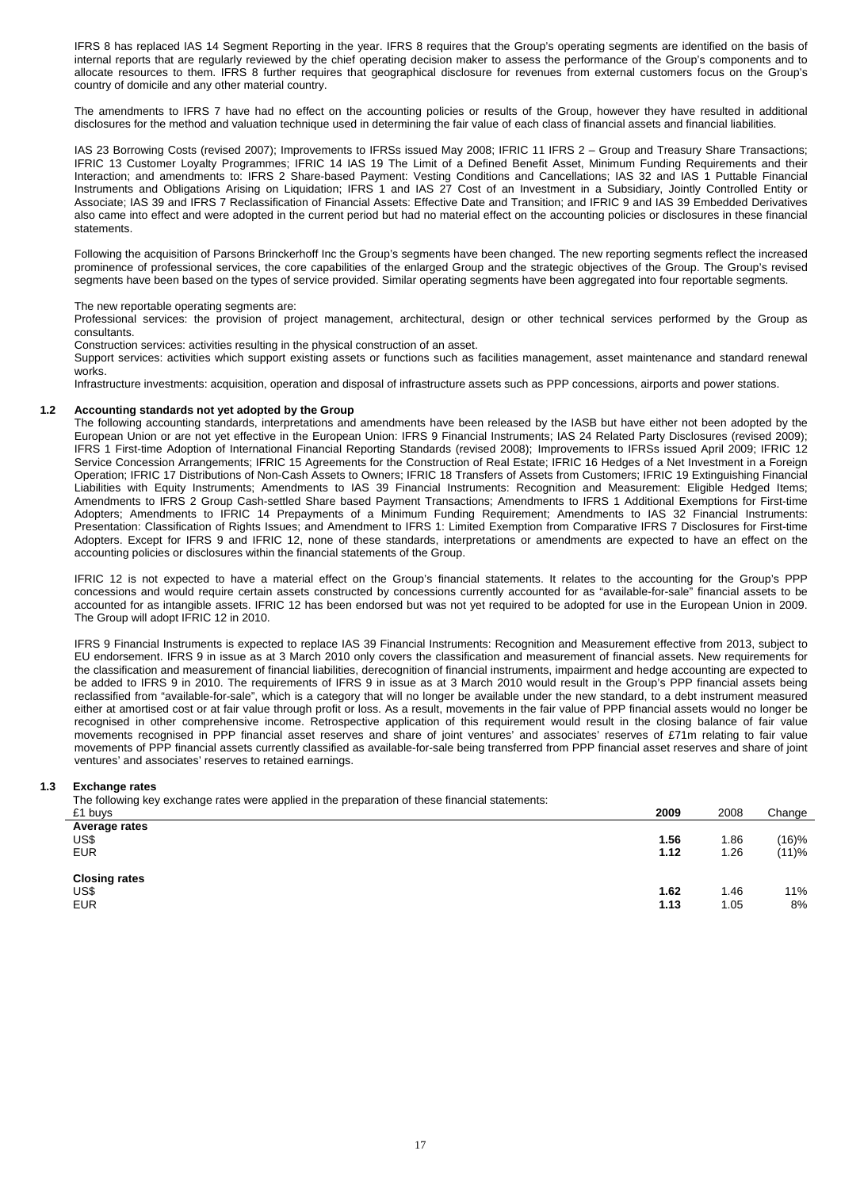IFRS 8 has replaced IAS 14 Segment Reporting in the year. IFRS 8 requires that the Group's operating segments are identified on the basis of internal reports that are regularly reviewed by the chief operating decision maker to assess the performance of the Group's components and to allocate resources to them. IFRS 8 further requires that geographical disclosure for revenues from external customers focus on the Group's country of domicile and any other material country.

The amendments to IFRS 7 have had no effect on the accounting policies or results of the Group, however they have resulted in additional disclosures for the method and valuation technique used in determining the fair value of each class of financial assets and financial liabilities.

IAS 23 Borrowing Costs (revised 2007); Improvements to IFRSs issued May 2008; IFRIC 11 IFRS 2 – Group and Treasury Share Transactions; IFRIC 13 Customer Loyalty Programmes; IFRIC 14 IAS 19 The Limit of a Defined Benefit Asset, Minimum Funding Requirements and their Interaction; and amendments to: IFRS 2 Share-based Payment: Vesting Conditions and Cancellations; IAS 32 and IAS 1 Puttable Financial Instruments and Obligations Arising on Liquidation; IFRS 1 and IAS 27 Cost of an Investment in a Subsidiary, Jointly Controlled Entity or Associate; IAS 39 and IFRS 7 Reclassification of Financial Assets: Effective Date and Transition; and IFRIC 9 and IAS 39 Embedded Derivatives also came into effect and were adopted in the current period but had no material effect on the accounting policies or disclosures in these financial statements.

Following the acquisition of Parsons Brinckerhoff Inc the Group's segments have been changed. The new reporting segments reflect the increased prominence of professional services, the core capabilities of the enlarged Group and the strategic objectives of the Group. The Group's revised segments have been based on the types of service provided. Similar operating segments have been aggregated into four reportable segments.

The new reportable operating segments are:
Professional services: the provision of project management, architectural, design or other technical services performed by the Group as consultants.
Construction services: activities resulting in the physical construction of an asset.
Support services: activities which support existing assets or functions such as facilities management, asset maintenance and standard renewal works.
Infrastructure investments: acquisition, operation and disposal of infrastructure assets such as PPP concessions, airports and power stations.

### 1.2 Accounting standards not yet adopted by the Group

The following accounting standards, interpretations and amendments have been released by the IASB but have either not been adopted by the European Union or are not yet effective in the European Union: IFRS 9 Financial Instruments; IAS 24 Related Party Disclosures (revised 2009); IFRS 1 First-time Adoption of International Financial Reporting Standards (revised 2008); Improvements to IFRSs issued April 2009; IFRIC 12 Service Concession Arrangements; IFRIC 15 Agreements for the Construction of Real Estate; IFRIC 16 Hedges of a Net Investment in a Foreign Operation; IFRIC 17 Distributions of Non-Cash Assets to Owners; IFRIC 18 Transfers of Assets from Customers; IFRIC 19 Extinguishing Financial Liabilities with Equity Instruments; Amendments to IAS 39 Financial Instruments: Recognition and Measurement: Eligible Hedged Items; Amendments to IFRS 2 Group Cash-settled Share based Payment Transactions; Amendments to IFRS 1 Additional Exemptions for First-time Adopters; Amendments to IFRIC 14 Prepayments of a Minimum Funding Requirement; Amendments to IAS 32 Financial Instruments: Presentation: Classification of Rights Issues; and Amendment to IFRS 1: Limited Exemption from Comparative IFRS 7 Disclosures for First-time Adopters. Except for IFRS 9 and IFRIC 12, none of these standards, interpretations or amendments are expected to have an effect on the accounting policies or disclosures within the financial statements of the Group.

IFRIC 12 is not expected to have a material effect on the Group's financial statements. It relates to the accounting for the Group's PPP concessions and would require certain assets constructed by concessions currently accounted for as "available-for-sale" financial assets to be accounted for as intangible assets. IFRIC 12 has been endorsed but was not yet required to be adopted for use in the European Union in 2009. The Group will adopt IFRIC 12 in 2010.

IFRS 9 Financial Instruments is expected to replace IAS 39 Financial Instruments: Recognition and Measurement effective from 2013, subject to EU endorsement. IFRS 9 in issue as at 3 March 2010 only covers the classification and measurement of financial assets. New requirements for the classification and measurement of financial liabilities, derecognition of financial instruments, impairment and hedge accounting are expected to be added to IFRS 9 in 2010. The requirements of IFRS 9 in issue as at 3 March 2010 would result in the Group's PPP financial assets being reclassified from "available-for-sale", which is a category that will no longer be available under the new standard, to a debt instrument measured either at amortised cost or at fair value through profit or loss. As a result, movements in the fair value of PPP financial assets would no longer be recognised in other comprehensive income. Retrospective application of this requirement would result in the closing balance of fair value movements recognised in PPP financial asset reserves and share of joint ventures' and associates' reserves of £71m relating to fair value movements of PPP financial assets currently classified as available-for-sale being transferred from PPP financial asset reserves and share of joint ventures' and associates' reserves to retained earnings.

### 1.3 Exchange rates

The following key exchange rates were applied in the preparation of these financial statements:

| £1 buys | **2009** | 2008 | Change |
|---|---|---|---|
| **Average rates** | | | |
| US$ | **1.56** | 1.86 | (16)% |
| EUR | **1.12** | 1.26 | (11)% |
| | | | |
| **Closing rates** | | | |
| US$ | **1.62** | 1.46 | 11% |
| EUR | **1.13** | 1.05 | 8% |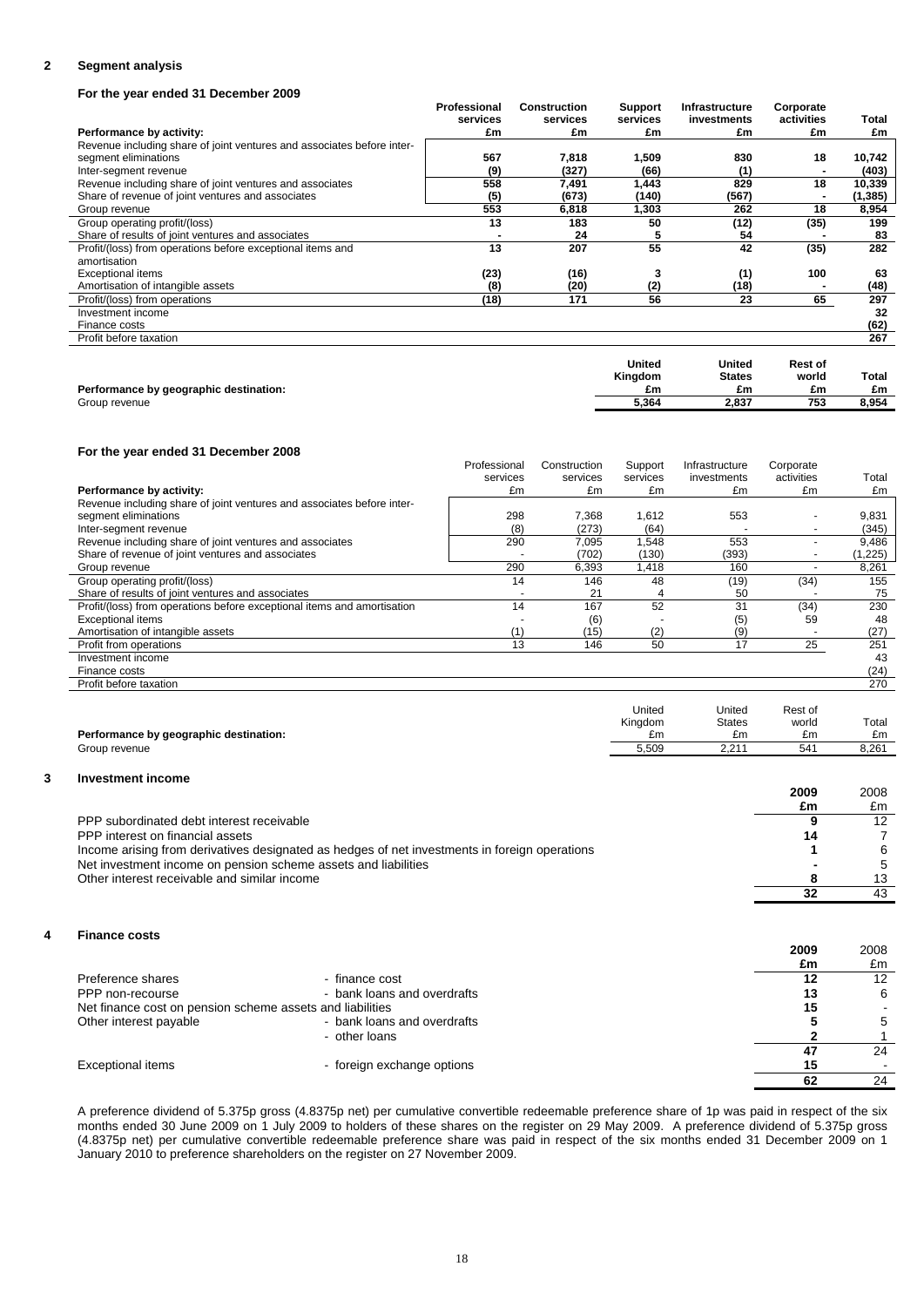## 2 Segment analysis

### For the year ended 31 December 2009

| Performance by activity: | Professional services £m | Construction services £m | Support services £m | Infrastructure investments £m | Corporate activities £m | Total £m |
|---|---|---|---|---|---|---|
| Revenue including share of joint ventures and associates before inter-segment eliminations | 567 | 7,818 | 1,509 | 830 | 18 | 10,742 |
| Inter-segment revenue | (9) | (327) | (66) | (1) | - | (403) |
| Revenue including share of joint ventures and associates | 558 | 7,491 | 1,443 | 829 | 18 | 10,339 |
| Share of revenue of joint ventures and associates | (5) | (673) | (140) | (567) | - | (1,385) |
| Group revenue | 553 | 6,818 | 1,303 | 262 | 18 | 8,954 |
| Group operating profit/(loss) | 13 | 183 | 50 | (12) | (35) | 199 |
| Share of results of joint ventures and associates | - | 24 | 5 | 54 | - | 83 |
| Profit/(loss) from operations before exceptional items and amortisation | 13 | 207 | 55 | 42 | (35) | 282 |
| Exceptional items | (23) | (16) | 3 | (1) | 100 | 63 |
| Amortisation of intangible assets | (8) | (20) | (2) | (18) | - | (48) |
| Profit/(loss) from operations | (18) | 171 | 56 | 23 | 65 | 297 |
| Investment income | | | | | | 32 |
| Finance costs | | | | | | (62) |
| Profit before taxation | | | | | | 267 |

| Performance by geographic destination: | United Kingdom £m | United States £m | Rest of world £m | Total £m |
|---|---|---|---|---|
| Group revenue | 5,364 | 2,837 | 753 | 8,954 |

### For the year ended 31 December 2008

| Performance by activity: | Professional services £m | Construction services £m | Support services £m | Infrastructure investments £m | Corporate activities £m | Total £m |
|---|---|---|---|---|---|---|
| Revenue including share of joint ventures and associates before inter-segment eliminations | 298 | 7,368 | 1,612 | 553 | - | 9,831 |
| Inter-segment revenue | (8) | (273) | (64) | - | - | (345) |
| Revenue including share of joint ventures and associates | 290 | 7,095 | 1,548 | 553 | - | 9,486 |
| Share of revenue of joint ventures and associates | - | (702) | (130) | (393) | - | (1,225) |
| Group revenue | 290 | 6,393 | 1,418 | 160 | - | 8,261 |
| Group operating profit/(loss) | 14 | 146 | 48 | (19) | (34) | 155 |
| Share of results of joint ventures and associates | - | 21 | 4 | 50 | - | 75 |
| Profit/(loss) from operations before exceptional items and amortisation | 14 | 167 | 52 | 31 | (34) | 230 |
| Exceptional items | - | (6) | - | (5) | 59 | 48 |
| Amortisation of intangible assets | (1) | (15) | (2) | (9) | - | (27) |
| Profit from operations | 13 | 146 | 50 | 17 | 25 | 251 |
| Investment income | | | | | | 43 |
| Finance costs | | | | | | (24) |
| Profit before taxation | | | | | | 270 |

| Performance by geographic destination: | United Kingdom £m | United States £m | Rest of world £m | Total £m |
|---|---|---|---|---|
| Group revenue | 5,509 | 2,211 | 541 | 8,261 |

## 3 Investment income

| | 2009 £m | 2008 £m |
|---|---|---|
| PPP subordinated debt interest receivable | 9 | 12 |
| PPP interest on financial assets | 14 | 7 |
| Income arising from derivatives designated as hedges of net investments in foreign operations | 1 | 6 |
| Net investment income on pension scheme assets and liabilities | - | 5 |
| Other interest receivable and similar income | 8 | 13 |
| | 32 | 43 |

## 4 Finance costs

| | | 2009 £m | 2008 £m |
|---|---|---|---|
| Preference shares | - finance cost | 12 | 12 |
| PPP non-recourse | - bank loans and overdrafts | 13 | 6 |
| Net finance cost on pension scheme assets and liabilities | | 15 | - |
| Other interest payable | - bank loans and overdrafts | 5 | 5 |
| | - other loans | 2 | 1 |
| | | 47 | 24 |
| Exceptional items | - foreign exchange options | 15 | - |
| | | 62 | 24 |

A preference dividend of 5.375p gross (4.8375p net) per cumulative convertible redeemable preference share of 1p was paid in respect of the six months ended 30 June 2009 on 1 July 2009 to holders of these shares on the register on 29 May 2009. A preference dividend of 5.375p gross (4.8375p net) per cumulative convertible redeemable preference share was paid in respect of the six months ended 31 December 2009 on 1 January 2010 to preference shareholders on the register on 27 November 2009.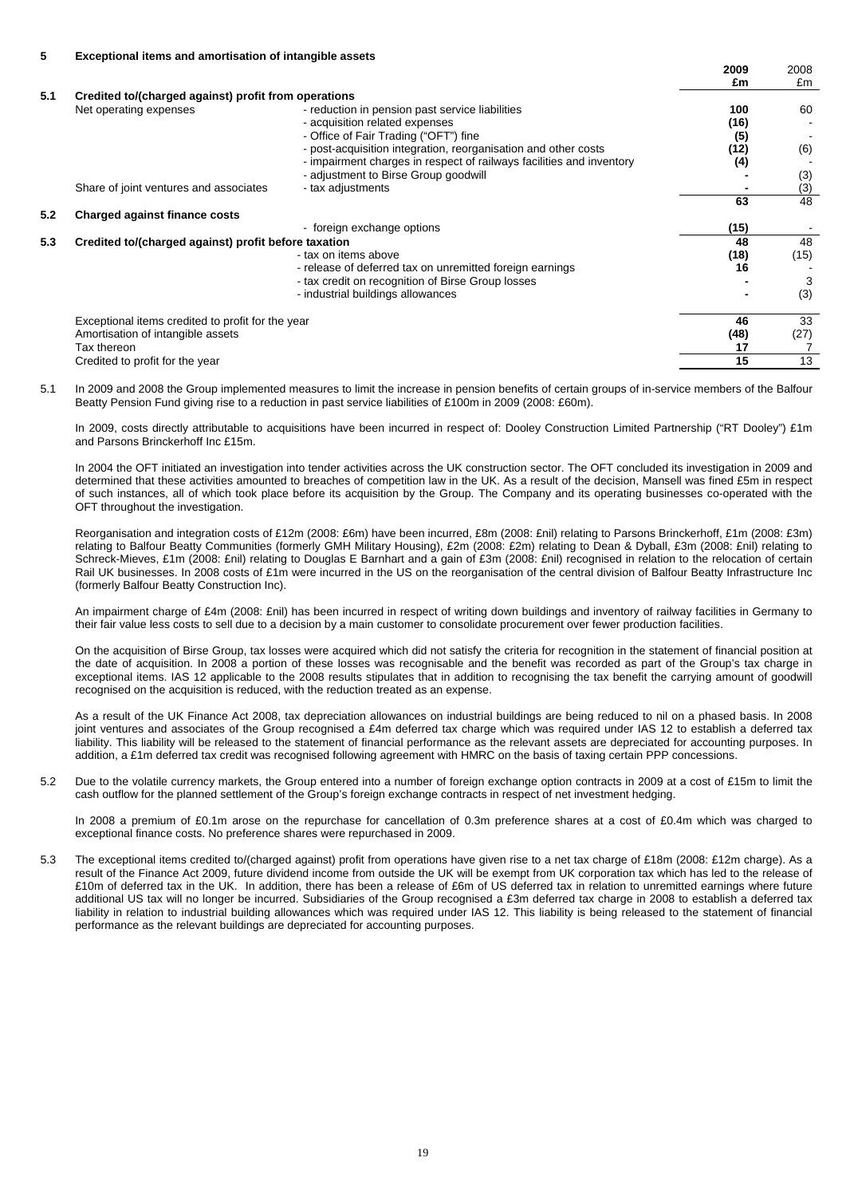## 5 Exceptional items and amortisation of intangible assets

| | | | 2009 £m | 2008 £m |
|---|---|---|---|---|
| **5.1** | **Credited to/(charged against) profit from operations** | | | |
| | Net operating expenses | - reduction in pension past service liabilities | **100** | 60 |
| | | - acquisition related expenses | **(16)** | - |
| | | - Office of Fair Trading ("OFT") fine | **(5)** | - |
| | | - post-acquisition integration, reorganisation and other costs | **(12)** | (6) |
| | | - impairment charges in respect of railways facilities and inventory | **(4)** | - |
| | | - adjustment to Birse Group goodwill | **-** | (3) |
| | Share of joint ventures and associates | - tax adjustments | **-** | (3) |
| | | | **63** | 48 |
| **5.2** | **Charged against finance costs** | | | |
| | | - foreign exchange options | **(15)** | - |
| **5.3** | **Credited to/(charged against) profit before taxation** | | **48** | 48 |
| | | - tax on items above | **(18)** | (15) |
| | | - release of deferred tax on unremitted foreign earnings | **16** | - |
| | | - tax credit on recognition of Birse Group losses | **-** | 3 |
| | | - industrial buildings allowances | **-** | (3) |
| | Exceptional items credited to profit for the year | | **46** | 33 |
| | Amortisation of intangible assets | | **(48)** | (27) |
| | Tax thereon | | **17** | 7 |
| | Credited to profit for the year | | **15** | 13 |

5.1 In 2009 and 2008 the Group implemented measures to limit the increase in pension benefits of certain groups of in-service members of the Balfour Beatty Pension Fund giving rise to a reduction in past service liabilities of £100m in 2009 (2008: £60m).

In 2009, costs directly attributable to acquisitions have been incurred in respect of: Dooley Construction Limited Partnership ("RT Dooley") £1m and Parsons Brinckerhoff Inc £15m.

In 2004 the OFT initiated an investigation into tender activities across the UK construction sector. The OFT concluded its investigation in 2009 and determined that these activities amounted to breaches of competition law in the UK. As a result of the decision, Mansell was fined £5m in respect of such instances, all of which took place before its acquisition by the Group. The Company and its operating businesses co-operated with the OFT throughout the investigation.

Reorganisation and integration costs of £12m (2008: £6m) have been incurred, £8m (2008: £nil) relating to Parsons Brinckerhoff, £1m (2008: £3m) relating to Balfour Beatty Communities (formerly GMH Military Housing), £2m (2008: £2m) relating to Dean & Dyball, £3m (2008: £nil) relating to Schreck-Mieves, £1m (2008: £nil) relating to Douglas E Barnhart and a gain of £3m (2008: £nil) recognised in relation to the relocation of certain Rail UK businesses. In 2008 costs of £1m were incurred in the US on the reorganisation of the central division of Balfour Beatty Infrastructure Inc (formerly Balfour Beatty Construction Inc).

An impairment charge of £4m (2008: £nil) has been incurred in respect of writing down buildings and inventory of railway facilities in Germany to their fair value less costs to sell due to a decision by a main customer to consolidate procurement over fewer production facilities.

On the acquisition of Birse Group, tax losses were acquired which did not satisfy the criteria for recognition in the statement of financial position at the date of acquisition. In 2008 a portion of these losses was recognisable and the benefit was recorded as part of the Group's tax charge in exceptional items. IAS 12 applicable to the 2008 results stipulates that in addition to recognising the tax benefit the carrying amount of goodwill recognised on the acquisition is reduced, with the reduction treated as an expense.

As a result of the UK Finance Act 2008, tax depreciation allowances on industrial buildings are being reduced to nil on a phased basis. In 2008 joint ventures and associates of the Group recognised a £4m deferred tax charge which was required under IAS 12 to establish a deferred tax liability. This liability will be released to the statement of financial performance as the relevant assets are depreciated for accounting purposes. In addition, a £1m deferred tax credit was recognised following agreement with HMRC on the basis of taxing certain PPP concessions.

5.2 Due to the volatile currency markets, the Group entered into a number of foreign exchange option contracts in 2009 at a cost of £15m to limit the cash outflow for the planned settlement of the Group's foreign exchange contracts in respect of net investment hedging.

In 2008 a premium of £0.1m arose on the repurchase for cancellation of 0.3m preference shares at a cost of £0.4m which was charged to exceptional finance costs. No preference shares were repurchased in 2009.

5.3 The exceptional items credited to/(charged against) profit from operations have given rise to a net tax charge of £18m (2008: £12m charge). As a result of the Finance Act 2009, future dividend income from outside the UK will be exempt from UK corporation tax which has led to the release of £10m of deferred tax in the UK. In addition, there has been a release of £6m of US deferred tax in relation to unremitted earnings where future additional US tax will no longer be incurred. Subsidiaries of the Group recognised a £3m deferred tax charge in 2008 to establish a deferred tax liability in relation to industrial building allowances which was required under IAS 12. This liability is being released to the statement of financial performance as the relevant buildings are depreciated for accounting purposes.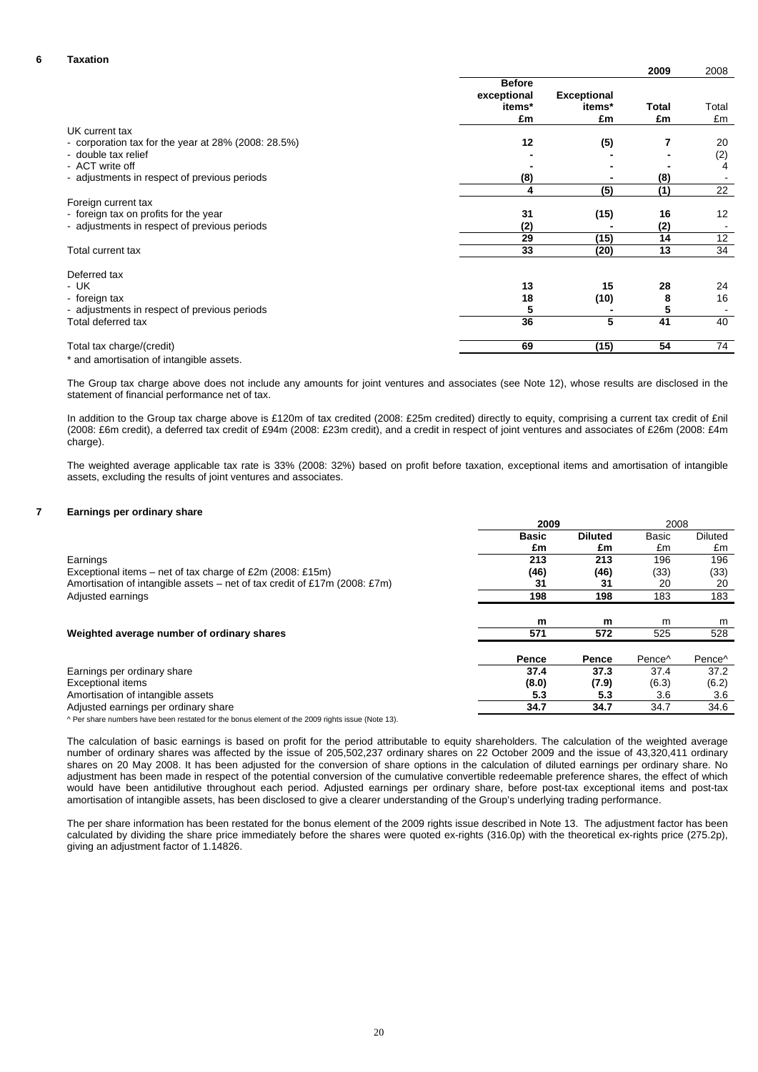## 6 Taxation

| | 2009 | | | 2008 |
|---|---|---|---|---|
| | **Before exceptional items*** | **Exceptional items*** | **Total** | Total |
| | **£m** | **£m** | **£m** | £m |
| UK current tax | | | | |
| - corporation tax for the year at 28% (2008: 28.5%) | **12** | **(5)** | **7** | 20 |
| - double tax relief | **-** | **-** | **-** | (2) |
| - ACT write off | **-** | **-** | **-** | 4 |
| - adjustments in respect of previous periods | **(8)** | **-** | **(8)** | - |
| | **4** | **(5)** | **(1)** | 22 |
| Foreign current tax | | | | |
| - foreign tax on profits for the year | **31** | **(15)** | **16** | 12 |
| - adjustments in respect of previous periods | **(2)** | **-** | **(2)** | - |
| | **29** | **(15)** | **14** | 12 |
| Total current tax | **33** | **(20)** | **13** | 34 |
| Deferred tax | | | | |
| - UK | **13** | **15** | **28** | 24 |
| - foreign tax | **18** | **(10)** | **8** | 16 |
| - adjustments in respect of previous periods | **5** | **-** | **5** | - |
| Total deferred tax | **36** | **5** | **41** | 40 |
| Total tax charge/(credit) | **69** | **(15)** | **54** | 74 |

* and amortisation of intangible assets.

The Group tax charge above does not include any amounts for joint ventures and associates (see Note 12), whose results are disclosed in the statement of financial performance net of tax.

In addition to the Group tax charge above is £120m of tax credited (2008: £25m credited) directly to equity, comprising a current tax credit of £nil (2008: £6m credit), a deferred tax credit of £94m (2008: £23m credit), and a credit in respect of joint ventures and associates of £26m (2008: £4m charge).

The weighted average applicable tax rate is 33% (2008: 32%) based on profit before taxation, exceptional items and amortisation of intangible assets, excluding the results of joint ventures and associates.

## 7 Earnings per ordinary share

| | 2009 | | 2008 | |
|---|---|---|---|---|
| | **Basic** | **Diluted** | Basic | Diluted |
| | **£m** | **£m** | £m | £m |
| Earnings | **213** | **213** | 196 | 196 |
| Exceptional items – net of tax charge of £2m (2008: £15m) | **(46)** | **(46)** | (33) | (33) |
| Amortisation of intangible assets – net of tax credit of £17m (2008: £7m) | **31** | **31** | 20 | 20 |
| Adjusted earnings | **198** | **198** | 183 | 183 |
| | **m** | **m** | m | m |
| **Weighted average number of ordinary shares** | **571** | **572** | 525 | 528 |
| | **Pence** | **Pence** | Pence^ | Pence^ |
| Earnings per ordinary share | **37.4** | **37.3** | 37.4 | 37.2 |
| Exceptional items | **(8.0)** | **(7.9)** | (6.3) | (6.2) |
| Amortisation of intangible assets | **5.3** | **5.3** | 3.6 | 3.6 |
| Adjusted earnings per ordinary share | **34.7** | **34.7** | 34.7 | 34.6 |

^ Per share numbers have been restated for the bonus element of the 2009 rights issue (Note 13).

The calculation of basic earnings is based on profit for the period attributable to equity shareholders. The calculation of the weighted average number of ordinary shares was affected by the issue of 205,502,237 ordinary shares on 22 October 2009 and the issue of 43,320,411 ordinary shares on 20 May 2008. It has been adjusted for the conversion of share options in the calculation of diluted earnings per ordinary share. No adjustment has been made in respect of the potential conversion of the cumulative convertible redeemable preference shares, the effect of which would have been antidilutive throughout each period. Adjusted earnings per ordinary share, before post-tax exceptional items and post-tax amortisation of intangible assets, has been disclosed to give a clearer understanding of the Group's underlying trading performance.

The per share information has been restated for the bonus element of the 2009 rights issue described in Note 13. The adjustment factor has been calculated by dividing the share price immediately before the shares were quoted ex-rights (316.0p) with the theoretical ex-rights price (275.2p), giving an adjustment factor of 1.14826.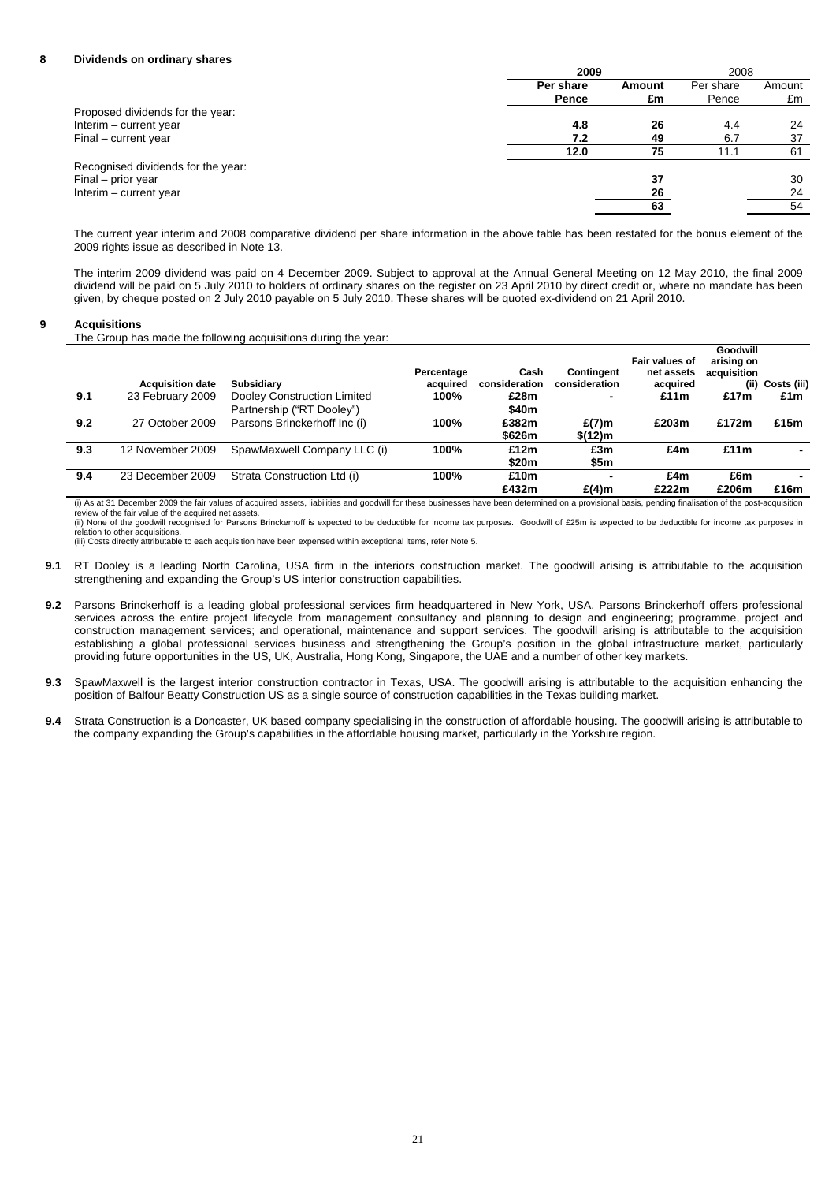## 8 Dividends on ordinary shares

| | 2009 | | 2008 | |
|---|---|---|---|---|
| | **Per share Pence** | **Amount £m** | Per share Pence | Amount £m |
| Proposed dividends for the year: | | | | |
| Interim – current year | **4.8** | **26** | 4.4 | 24 |
| Final – current year | **7.2** | **49** | 6.7 | 37 |
| | **12.0** | **75** | 11.1 | 61 |
| Recognised dividends for the year: | | | | |
| Final – prior year | | **37** | | 30 |
| Interim – current year | | **26** | | 24 |
| | | **63** | | 54 |

The current year interim and 2008 comparative dividend per share information in the above table has been restated for the bonus element of the 2009 rights issue as described in Note 13.

The interim 2009 dividend was paid on 4 December 2009. Subject to approval at the Annual General Meeting on 12 May 2010, the final 2009 dividend will be paid on 5 July 2010 to holders of ordinary shares on the register on 23 April 2010 by direct credit or, where no mandate has been given, by cheque posted on 2 July 2010 payable on 5 July 2010. These shares will be quoted ex-dividend on 21 April 2010.

## 9 Acquisitions

The Group has made the following acquisitions during the year:

| | Acquisition date | Subsidiary | Percentage acquired | Cash consideration | Contingent consideration | Fair values of net assets acquired | Goodwill arising on acquisition (ii) | Costs (iii) |
|---|---|---|---|---|---|---|---|---|
| **9.1** | 23 February 2009 | Dooley Construction Limited Partnership ("RT Dooley") | **100%** | **£28m** **\$40m** | **-** | **£11m** | **£17m** | **£1m** |
| **9.2** | 27 October 2009 | Parsons Brinckerhoff Inc (i) | **100%** | **£382m** **\$626m** | **£(7)m** **\$(12)m** | **£203m** | **£172m** | **£15m** |
| **9.3** | 12 November 2009 | SpawMaxwell Company LLC (i) | **100%** | **£12m** **\$20m** | **£3m** **\$5m** | **£4m** | **£11m** | **-** |
| **9.4** | 23 December 2009 | Strata Construction Ltd (i) | **100%** | **£10m** | **-** | **£4m** | **£6m** | **-** |
| | | | | **£432m** | **£(4)m** | **£222m** | **£206m** | **£16m** |

(i) As at 31 December 2009 the fair values of acquired assets, liabilities and goodwill for these businesses have been determined on a provisional basis, pending finalisation of the post-acquisition review of the fair value of the acquired net assets.
(ii) None of the goodwill recognised for Parsons Brinckerhoff is expected to be deductible for income tax purposes. Goodwill of £25m is expected to be deductible for income tax purposes in relation to other acquisitions.
(iii) Costs directly attributable to each acquisition have been expensed within exceptional items, refer Note 5.

**9.1** RT Dooley is a leading North Carolina, USA firm in the interiors construction market. The goodwill arising is attributable to the acquisition strengthening and expanding the Group's US interior construction capabilities.

**9.2** Parsons Brinckerhoff is a leading global professional services firm headquartered in New York, USA. Parsons Brinckerhoff offers professional services across the entire project lifecycle from management consultancy and planning to design and engineering; programme, project and construction management services; and operational, maintenance and support services. The goodwill arising is attributable to the acquisition establishing a global professional services business and strengthening the Group's position in the global infrastructure market, particularly providing future opportunities in the US, UK, Australia, Hong Kong, Singapore, the UAE and a number of other key markets.

**9.3** SpawMaxwell is the largest interior construction contractor in Texas, USA. The goodwill arising is attributable to the acquisition enhancing the position of Balfour Beatty Construction US as a single source of construction capabilities in the Texas building market.

**9.4** Strata Construction is a Doncaster, UK based company specialising in the construction of affordable housing. The goodwill arising is attributable to the company expanding the Group's capabilities in the affordable housing market, particularly in the Yorkshire region.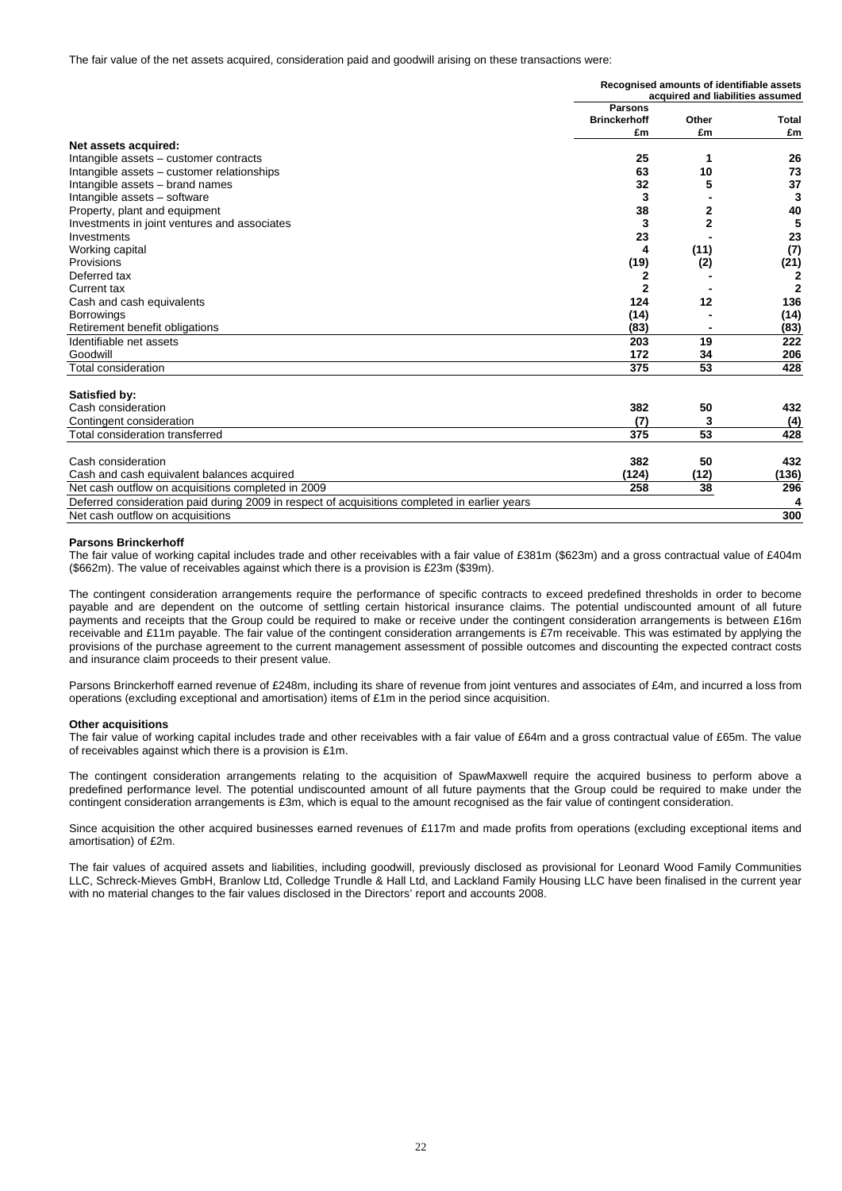The fair value of the net assets acquired, consideration paid and goodwill arising on these transactions were:

| | Recognised amounts of identifiable assets acquired and liabilities assumed | | |
|---|---|---|---|
| | Parsons Brinckerhoff £m | Other £m | Total £m |
| **Net assets acquired:** | | | |
| Intangible assets – customer contracts | 25 | 1 | 26 |
| Intangible assets – customer relationships | 63 | 10 | 73 |
| Intangible assets – brand names | 32 | 5 | 37 |
| Intangible assets – software | 3 | - | 3 |
| Property, plant and equipment | 38 | 2 | 40 |
| Investments in joint ventures and associates | 3 | 2 | 5 |
| Investments | 23 | - | 23 |
| Working capital | 4 | (11) | (7) |
| Provisions | (19) | (2) | (21) |
| Deferred tax | 2 | - | 2 |
| Current tax | 2 | - | 2 |
| Cash and cash equivalents | 124 | 12 | 136 |
| Borrowings | (14) | - | (14) |
| Retirement benefit obligations | (83) | - | (83) |
| Identifiable net assets | 203 | 19 | 222 |
| Goodwill | 172 | 34 | 206 |
| Total consideration | 375 | 53 | 428 |
| **Satisfied by:** | | | |
| Cash consideration | 382 | 50 | 432 |
| Contingent consideration | (7) | 3 | (4) |
| Total consideration transferred | 375 | 53 | 428 |
| Cash consideration | 382 | 50 | 432 |
| Cash and cash equivalent balances acquired | (124) | (12) | (136) |
| Net cash outflow on acquisitions completed in 2009 | 258 | 38 | 296 |
| Deferred consideration paid during 2009 in respect of acquisitions completed in earlier years | | | 4 |
| Net cash outflow on acquisitions | | | 300 |

**Parsons Brinckerhoff**

The fair value of working capital includes trade and other receivables with a fair value of £381m ($623m) and a gross contractual value of £404m ($662m). The value of receivables against which there is a provision is £23m ($39m).

The contingent consideration arrangements require the performance of specific contracts to exceed predefined thresholds in order to become payable and are dependent on the outcome of settling certain historical insurance claims. The potential undiscounted amount of all future payments and receipts that the Group could be required to make or receive under the contingent consideration arrangements is between £16m receivable and £11m payable. The fair value of the contingent consideration arrangements is £7m receivable. This was estimated by applying the provisions of the purchase agreement to the current management assessment of possible outcomes and discounting the expected contract costs and insurance claim proceeds to their present value.

Parsons Brinckerhoff earned revenue of £248m, including its share of revenue from joint ventures and associates of £4m, and incurred a loss from operations (excluding exceptional and amortisation) items of £1m in the period since acquisition.

**Other acquisitions**

The fair value of working capital includes trade and other receivables with a fair value of £64m and a gross contractual value of £65m. The value of receivables against which there is a provision is £1m.

The contingent consideration arrangements relating to the acquisition of SpawMaxwell require the acquired business to perform above a predefined performance level. The potential undiscounted amount of all future payments that the Group could be required to make under the contingent consideration arrangements is £3m, which is equal to the amount recognised as the fair value of contingent consideration.

Since acquisition the other acquired businesses earned revenues of £117m and made profits from operations (excluding exceptional items and amortisation) of £2m.

The fair values of acquired assets and liabilities, including goodwill, previously disclosed as provisional for Leonard Wood Family Communities LLC, Schreck-Mieves GmbH, Branlow Ltd, Colledge Trundle & Hall Ltd, and Lackland Family Housing LLC have been finalised in the current year with no material changes to the fair values disclosed in the Directors' report and accounts 2008.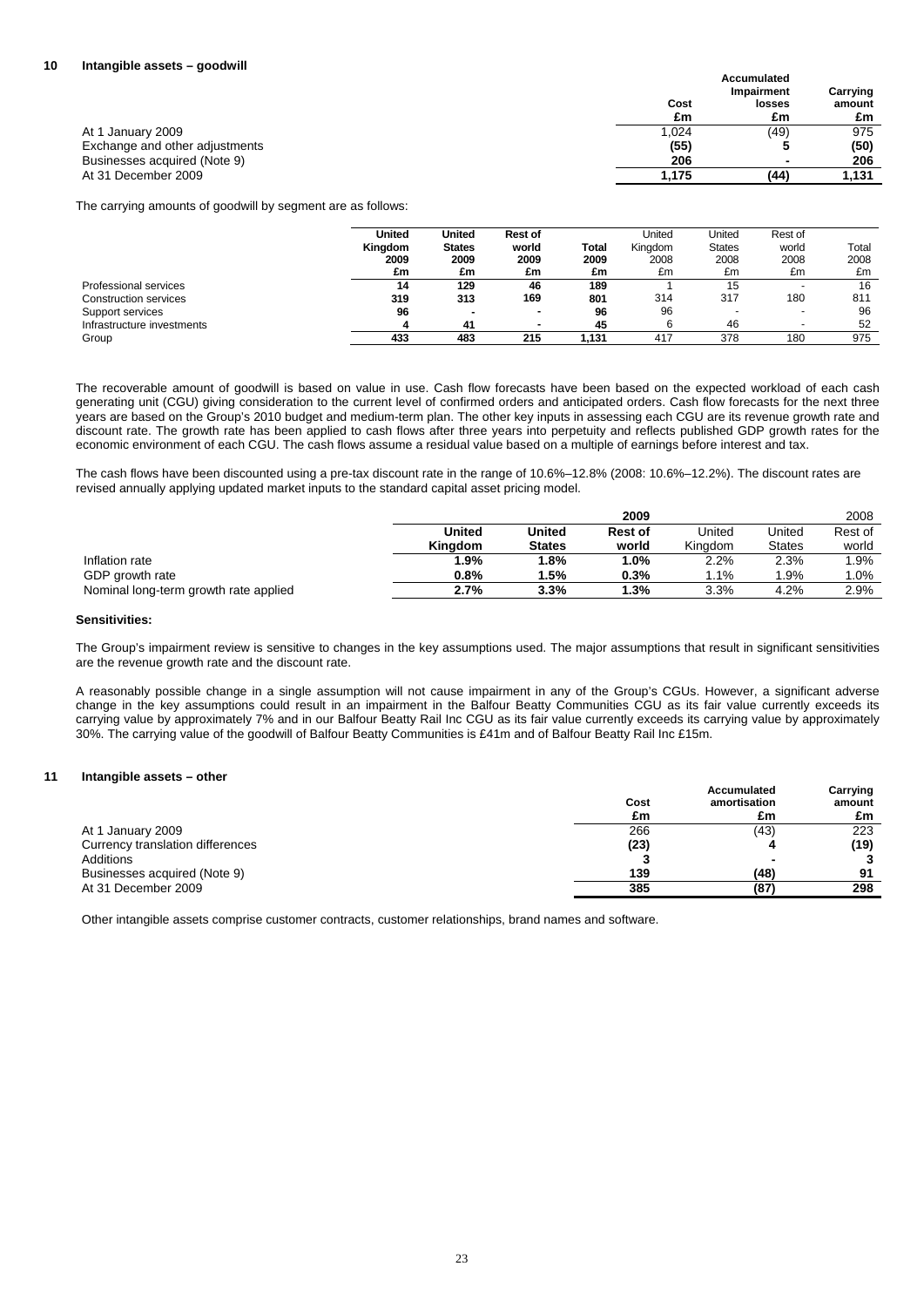## 10 Intangible assets – goodwill

| | Cost £m | Accumulated Impairment losses £m | Carrying amount £m |
|---|---|---|---|
| At 1 January 2009 | 1,024 | (49) | 975 |
| Exchange and other adjustments | **(55)** | **5** | **(50)** |
| Businesses acquired (Note 9) | **206** | **-** | **206** |
| At 31 December 2009 | **1,175** | **(44)** | **1,131** |

The carrying amounts of goodwill by segment are as follows:

| | United Kingdom 2009 £m | United States 2009 £m | Rest of world 2009 £m | Total 2009 £m | United Kingdom 2008 £m | United States 2008 £m | Rest of world 2008 £m | Total 2008 £m |
|---|---|---|---|---|---|---|---|---|
| Professional services | **14** | **129** | **46** | **189** | 1 | 15 | - | 16 |
| Construction services | **319** | **313** | **169** | **801** | 314 | 317 | 180 | 811 |
| Support services | **96** | **-** | **-** | **96** | 96 | - | - | 96 |
| Infrastructure investments | **4** | **41** | **-** | **45** | 6 | 46 | - | 52 |
| Group | **433** | **483** | **215** | **1,131** | 417 | 378 | 180 | 975 |

The recoverable amount of goodwill is based on value in use. Cash flow forecasts have been based on the expected workload of each cash generating unit (CGU) giving consideration to the current level of confirmed orders and anticipated orders. Cash flow forecasts for the next three years are based on the Group's 2010 budget and medium-term plan. The other key inputs in assessing each CGU are its revenue growth rate and discount rate. The growth rate has been applied to cash flows after three years into perpetuity and reflects published GDP growth rates for the economic environment of each CGU. The cash flows assume a residual value based on a multiple of earnings before interest and tax.

The cash flows have been discounted using a pre-tax discount rate in the range of 10.6%–12.8% (2008: 10.6%–12.2%). The discount rates are revised annually applying updated market inputs to the standard capital asset pricing model.

| | 2009 | | | 2008 | | |
|---|---|---|---|---|---|---|
| | United Kingdom | United States | Rest of world | United Kingdom | United States | Rest of world |
| Inflation rate | **1.9%** | **1.8%** | **1.0%** | 2.2% | 2.3% | 1.9% |
| GDP growth rate | **0.8%** | **1.5%** | **0.3%** | 1.1% | 1.9% | 1.0% |
| Nominal long-term growth rate applied | **2.7%** | **3.3%** | **1.3%** | 3.3% | 4.2% | 2.9% |

**Sensitivities:**

The Group's impairment review is sensitive to changes in the key assumptions used. The major assumptions that result in significant sensitivities are the revenue growth rate and the discount rate.

A reasonably possible change in a single assumption will not cause impairment in any of the Group's CGUs. However, a significant adverse change in the key assumptions could result in an impairment in the Balfour Beatty Communities CGU as its fair value currently exceeds its carrying value by approximately 7% and in our Balfour Beatty Rail Inc CGU as its fair value currently exceeds its carrying value by approximately 30%. The carrying value of the goodwill of Balfour Beatty Communities is £41m and of Balfour Beatty Rail Inc £15m.

## 11 Intangible assets – other

| | Cost £m | Accumulated amortisation £m | Carrying amount £m |
|---|---|---|---|
| At 1 January 2009 | 266 | (43) | 223 |
| Currency translation differences | **(23)** | **4** | **(19)** |
| Additions | **3** | **-** | **3** |
| Businesses acquired (Note 9) | **139** | **(48)** | **91** |
| At 31 December 2009 | **385** | **(87)** | **298** |

Other intangible assets comprise customer contracts, customer relationships, brand names and software.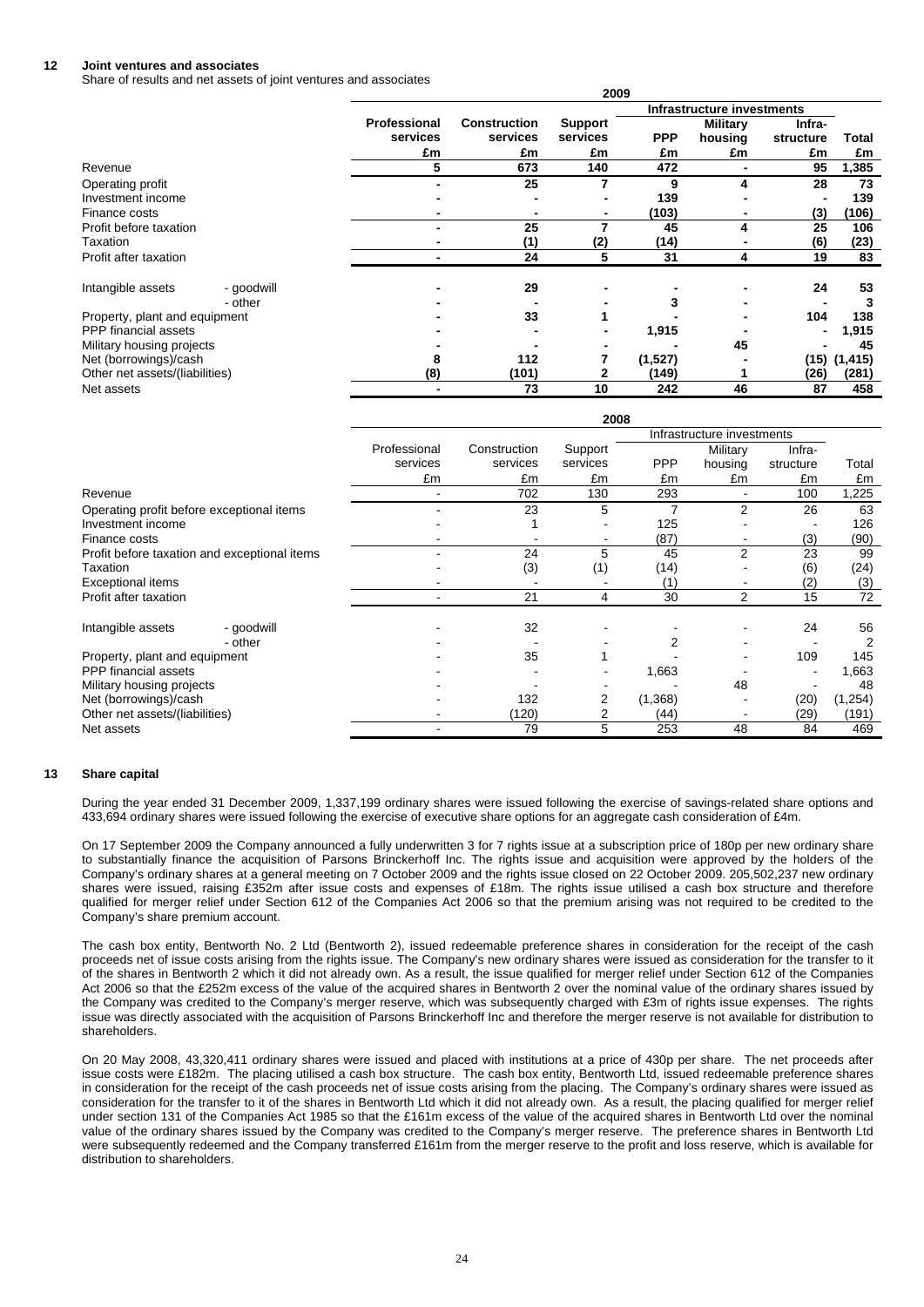## 12 Joint ventures and associates

Share of results and net assets of joint ventures and associates

**2009**

| | | Professional services | Construction services | Support services | Infrastructure investments | | | Total |
|---|---|---|---|---|---|---|---|---|
| | | | | | PPP | Military housing | Infra-structure | |
| | | £m | £m | £m | £m | £m | £m | £m |
| Revenue | | 5 | 673 | 140 | 472 | - | 95 | 1,385 |
| Operating profit | | - | 25 | 7 | 9 | 4 | 28 | 73 |
| Investment income | | - | - | - | 139 | - | - | 139 |
| Finance costs | | - | - | - | (103) | - | (3) | (106) |
| Profit before taxation | | - | 25 | 7 | 45 | 4 | 25 | 106 |
| Taxation | | - | (1) | (2) | (14) | - | (6) | (23) |
| Profit after taxation | | - | 24 | 5 | 31 | 4 | 19 | 83 |
| Intangible assets | - goodwill | - | 29 | - | - | - | 24 | 53 |
| | - other | - | - | - | 3 | - | - | 3 |
| Property, plant and equipment | | - | 33 | 1 | - | - | 104 | 138 |
| PPP financial assets | | - | - | - | 1,915 | - | - | 1,915 |
| Military housing projects | | - | - | - | - | 45 | - | 45 |
| Net (borrowings)/cash | | 8 | 112 | 7 | (1,527) | - | (15) | (1,415) |
| Other net assets/(liabilities) | | (8) | (101) | 2 | (149) | 1 | (26) | (281) |
| Net assets | | - | 73 | 10 | 242 | 46 | 87 | 458 |

**2008**

| | | Professional services | Construction services | Support services | Infrastructure investments | | | Total |
|---|---|---|---|---|---|---|---|---|
| | | | | | PPP | Military housing | Infra-structure | |
| | | £m | £m | £m | £m | £m | £m | £m |
| Revenue | | - | 702 | 130 | 293 | - | 100 | 1,225 |
| Operating profit before exceptional items | | - | 23 | 5 | 7 | 2 | 26 | 63 |
| Investment income | | - | 1 | - | 125 | - | - | 126 |
| Finance costs | | - | - | - | (87) | - | (3) | (90) |
| Profit before taxation and exceptional items | | - | 24 | 5 | 45 | 2 | 23 | 99 |
| Taxation | | - | (3) | (1) | (14) | - | (6) | (24) |
| Exceptional items | | - | - | - | (1) | - | (2) | (3) |
| Profit after taxation | | - | 21 | 4 | 30 | 2 | 15 | 72 |
| Intangible assets | - goodwill | - | 32 | - | - | - | 24 | 56 |
| | - other | - | - | - | 2 | - | - | 2 |
| Property, plant and equipment | | - | 35 | 1 | - | - | 109 | 145 |
| PPP financial assets | | - | - | - | 1,663 | - | - | 1,663 |
| Military housing projects | | - | - | - | - | 48 | - | 48 |
| Net (borrowings)/cash | | - | 132 | 2 | (1,368) | - | (20) | (1,254) |
| Other net assets/(liabilities) | | - | (120) | 2 | (44) | - | (29) | (191) |
| Net assets | | - | 79 | 5 | 253 | 48 | 84 | 469 |

## 13 Share capital

During the year ended 31 December 2009, 1,337,199 ordinary shares were issued following the exercise of savings-related share options and 433,694 ordinary shares were issued following the exercise of executive share options for an aggregate cash consideration of £4m.

On 17 September 2009 the Company announced a fully underwritten 3 for 7 rights issue at a subscription price of 180p per new ordinary share to substantially finance the acquisition of Parsons Brinckerhoff Inc. The rights issue and acquisition were approved by the holders of the Company's ordinary shares at a general meeting on 7 October 2009 and the rights issue closed on 22 October 2009. 205,502,237 new ordinary shares were issued, raising £352m after issue costs and expenses of £18m. The rights issue utilised a cash box structure and therefore qualified for merger relief under Section 612 of the Companies Act 2006 so that the premium arising was not required to be credited to the Company's share premium account.

The cash box entity, Bentworth No. 2 Ltd (Bentworth 2), issued redeemable preference shares in consideration for the receipt of the cash proceeds net of issue costs arising from the rights issue. The Company's new ordinary shares were issued as consideration for the transfer to it of the shares in Bentworth 2 which it did not already own. As a result, the issue qualified for merger relief under Section 612 of the Companies Act 2006 so that the £252m excess of the value of the acquired shares in Bentworth 2 over the nominal value of the ordinary shares issued by the Company was credited to the Company's merger reserve, which was subsequently charged with £3m of rights issue expenses. The rights issue was directly associated with the acquisition of Parsons Brinckerhoff Inc and therefore the merger reserve is not available for distribution to shareholders.

On 20 May 2008, 43,320,411 ordinary shares were issued and placed with institutions at a price of 430p per share. The net proceeds after issue costs were £182m. The placing utilised a cash box structure. The cash box entity, Bentworth Ltd, issued redeemable preference shares in consideration for the receipt of the cash proceeds net of issue costs arising from the placing. The Company's ordinary shares were issued as consideration for the transfer to it of the shares in Bentworth Ltd which it did not already own. As a result, the placing qualified for merger relief under section 131 of the Companies Act 1985 so that the £161m excess of the value of the acquired shares in Bentworth Ltd over the nominal value of the ordinary shares issued by the Company was credited to the Company's merger reserve. The preference shares in Bentworth Ltd were subsequently redeemed and the Company transferred £161m from the merger reserve to the profit and loss reserve, which is available for distribution to shareholders.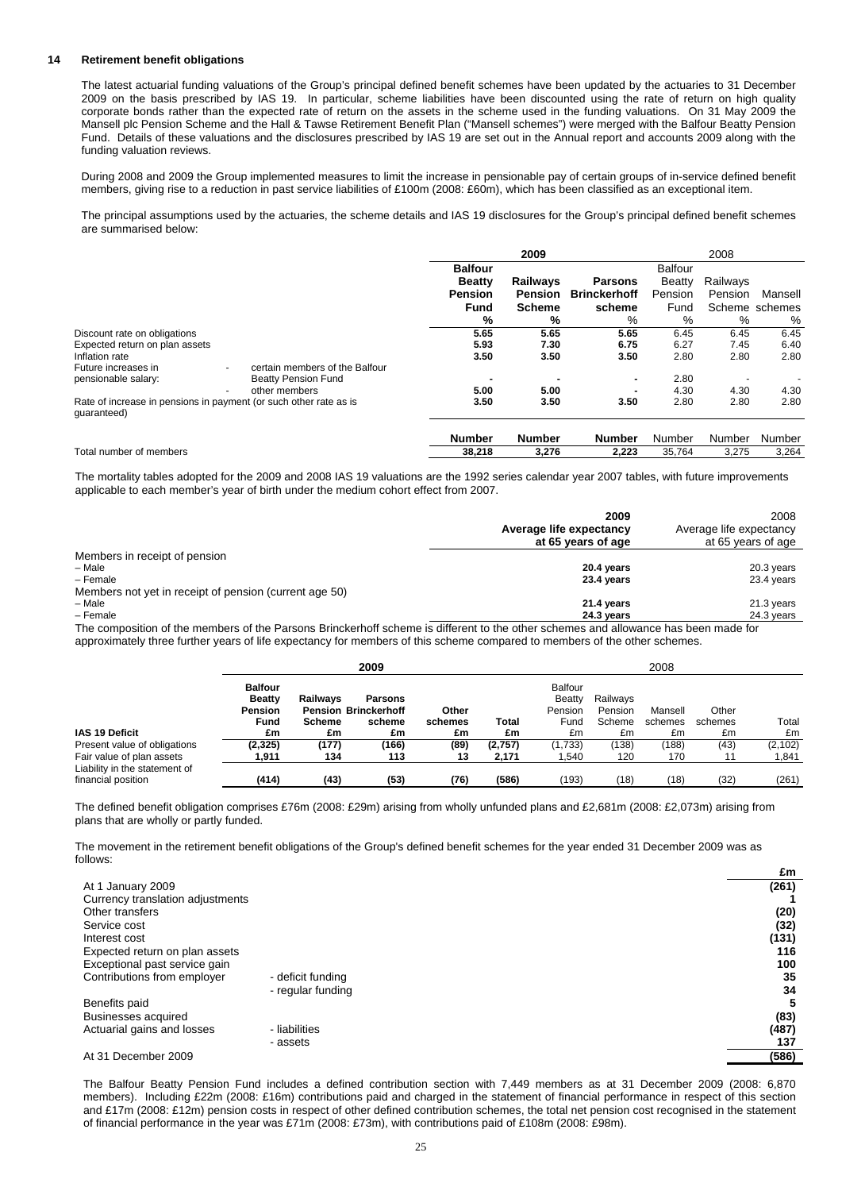## 14 Retirement benefit obligations

The latest actuarial funding valuations of the Group's principal defined benefit schemes have been updated by the actuaries to 31 December 2009 on the basis prescribed by IAS 19. In particular, scheme liabilities have been discounted using the rate of return on high quality corporate bonds rather than the expected rate of return on the assets in the scheme used in the funding valuations. On 31 May 2009 the Mansell plc Pension Scheme and the Hall & Tawse Retirement Benefit Plan ("Mansell schemes") were merged with the Balfour Beatty Pension Fund. Details of these valuations and the disclosures prescribed by IAS 19 are set out in the Annual report and accounts 2009 along with the funding valuation reviews.

During 2008 and 2009 the Group implemented measures to limit the increase in pensionable pay of certain groups of in-service defined benefit members, giving rise to a reduction in past service liabilities of £100m (2008: £60m), which has been classified as an exceptional item.

The principal assumptions used by the actuaries, the scheme details and IAS 19 disclosures for the Group's principal defined benefit schemes are summarised below:

| | | **2009** | | | 2008 | | |
|---|---|---|---|---|---|---|---|
| | | **Balfour Beatty Pension Fund** | **Railways Pension Scheme** | **Parsons Brinckerhoff scheme** | Balfour Beatty Pension Fund | Railways Pension Scheme | Mansell schemes |
| | | **%** | **%** | % | % | % | % |
| Discount rate on obligations | | **5.65** | **5.65** | **5.65** | 6.45 | 6.45 | 6.45 |
| Expected return on plan assets | | **5.93** | **7.30** | **6.75** | 6.27 | 7.45 | 6.40 |
| Inflation rate | | **3.50** | **3.50** | **3.50** | 2.80 | 2.80 | 2.80 |
| Future increases in pensionable salary: | - certain members of the Balfour Beatty Pension Fund | **-** | **-** | **-** | 2.80 | - | - |
| | - other members | **5.00** | **5.00** | **-** | 4.30 | 4.30 | 4.30 |
| Rate of increase in pensions in payment (or such other rate as is guaranteed) | | **3.50** | **3.50** | **3.50** | 2.80 | 2.80 | 2.80 |
| | | **Number** | **Number** | **Number** | Number | Number | Number |
| Total number of members | | **38,218** | **3,276** | **2,223** | 35,764 | 3,275 | 3,264 |

The mortality tables adopted for the 2009 and 2008 IAS 19 valuations are the 1992 series calendar year 2007 tables, with future improvements applicable to each member's year of birth under the medium cohort effect from 2007.

| | **2009 Average life expectancy at 65 years of age** | 2008 Average life expectancy at 65 years of age |
|---|---|---|
| Members in receipt of pension | | |
| – Male | **20.4 years** | 20.3 years |
| – Female | **23.4 years** | 23.4 years |
| Members not yet in receipt of pension (current age 50) | | |
| – Male | **21.4 years** | 21.3 years |
| – Female | **24.3 years** | 24.3 years |

The composition of the members of the Parsons Brinckerhoff scheme is different to the other schemes and allowance has been made for approximately three further years of life expectancy for members of this scheme compared to members of the other schemes.

| | **2009** | | | | | 2008 | | | | |
|---|---|---|---|---|---|---|---|---|---|---|
| **IAS 19 Deficit** | **Balfour Beatty Pension Fund £m** | **Railways Pension Scheme £m** | **Parsons Brinckerhoff scheme £m** | **Other schemes £m** | **Total £m** | Balfour Beatty Pension Fund £m | Railways Pension Scheme £m | Mansell schemes £m | Other schemes £m | Total £m |
| Present value of obligations | **(2,325)** | **(177)** | **(166)** | **(89)** | **(2,757)** | (1,733) | (138) | (188) | (43) | (2,102) |
| Fair value of plan assets | **1,911** | **134** | **113** | **13** | **2,171** | 1,540 | 120 | 170 | 11 | 1,841 |
| Liability in the statement of financial position | **(414)** | **(43)** | **(53)** | **(76)** | **(586)** | (193) | (18) | (18) | (32) | (261) |

The defined benefit obligation comprises £76m (2008: £29m) arising from wholly unfunded plans and £2,681m (2008: £2,073m) arising from plans that are wholly or partly funded.

The movement in the retirement benefit obligations of the Group's defined benefit schemes for the year ended 31 December 2009 was as follows:

| | | **£m** |
|---|---|---|
| At 1 January 2009 | | **(261)** |
| Currency translation adjustments | | **1** |
| Other transfers | | **(20)** |
| Service cost | | **(32)** |
| Interest cost | | **(131)** |
| Expected return on plan assets | | **116** |
| Exceptional past service gain | | **100** |
| Contributions from employer | - deficit funding | **35** |
| | - regular funding | **34** |
| Benefits paid | | **5** |
| Businesses acquired | | **(83)** |
| Actuarial gains and losses | - liabilities | **(487)** |
| | - assets | **137** |
| At 31 December 2009 | | **(586)** |

The Balfour Beatty Pension Fund includes a defined contribution section with 7,449 members as at 31 December 2009 (2008: 6,870 members). Including £22m (2008: £16m) contributions paid and charged in the statement of financial performance in respect of this section and £17m (2008: £12m) pension costs in respect of other defined contribution schemes, the total net pension cost recognised in the statement of financial performance in the year was £71m (2008: £73m), with contributions paid of £108m (2008: £98m).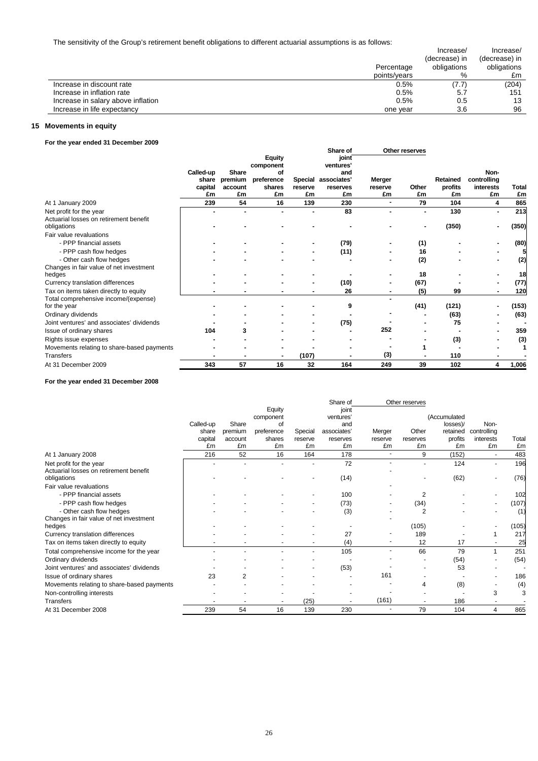The sensitivity of the Group's retirement benefit obligations to different actuarial assumptions is as follows:

| | Percentage points/years | Increase/ (decrease) in obligations % | Increase/ (decrease) in obligations £m |
|---|---|---|---|
| Increase in discount rate | 0.5% | (7.7) | (204) |
| Increase in inflation rate | 0.5% | 5.7 | 151 |
| Increase in salary above inflation | 0.5% | 0.5 | 13 |
| Increase in life expectancy | one year | 3.6 | 96 |

## 15 Movements in equity

**For the year ended 31 December 2009**

| | Called-up share capital £m | Share premium account £m | Equity component of preference shares £m | Special reserve £m | Share of joint ventures' and associates' reserves £m | Other reserves: Merger reserve £m | Other reserves: Other £m | Retained profits £m | Non-controlling interests £m | Total £m |
|---|---|---|---|---|---|---|---|---|---|---|
| At 1 January 2009 | 239 | 54 | 16 | 139 | 230 | - | 79 | 104 | 4 | 865 |
| Net profit for the year | - | - | - | - | 83 | - | - | 130 | - | 213 |
| Actuarial losses on retirement benefit obligations | - | - | - | - | - | - | - | (350) | - | (350) |
| Fair value revaluations | | | | | | | | | | |
| - PPP financial assets | - | - | - | - | (79) | - | (1) | - | - | (80) |
| - PPP cash flow hedges | - | - | - | - | (11) | - | 16 | - | - | 5 |
| - Other cash flow hedges | - | - | - | - | - | - | (2) | - | - | (2) |
| Changes in fair value of net investment hedges | - | - | - | - | - | - | 18 | - | - | 18 |
| Currency translation differences | - | - | - | - | (10) | - | (67) | - | - | (77) |
| Tax on items taken directly to equity | - | - | - | - | 26 | - | (5) | 99 | - | 120 |
| Total comprehensive income/(expense) for the year | - | - | - | - | 9 | - | (41) | (121) | - | (153) |
| Ordinary dividends | - | - | - | - | - | - | - | (63) | - | (63) |
| Joint ventures' and associates' dividends | - | - | - | - | (75) | - | - | 75 | - | - |
| Issue of ordinary shares | 104 | 3 | - | - | - | 252 | - | - | - | 359 |
| Rights issue expenses | - | - | - | - | - | - | - | (3) | - | (3) |
| Movements relating to share-based payments | - | - | - | - | - | - | 1 | - | - | 1 |
| Transfers | - | - | - | (107) | - | (3) | - | 110 | - | - |
| At 31 December 2009 | 343 | 57 | 16 | 32 | 164 | 249 | 39 | 102 | 4 | 1,006 |

**For the year ended 31 December 2008**

| | Called-up share capital £m | Share premium account £m | Equity component of preference shares £m | Special reserve £m | Share of joint ventures' and associates' reserves £m | Other reserves: Merger reserve £m | Other reserves: Other reserves £m | (Accumulated losses)/ retained profits £m | Non-controlling interests £m | Total £m |
|---|---|---|---|---|---|---|---|---|---|---|
| At 1 January 2008 | 216 | 52 | 16 | 164 | 178 | - | 9 | (152) | - | 483 |
| Net profit for the year | - | - | - | - | 72 | - | - | 124 | - | 196 |
| Actuarial losses on retirement benefit obligations | - | - | - | - | (14) | - | - | (62) | - | (76) |
| Fair value revaluations | | | | | | | | | | |
| - PPP financial assets | - | - | - | - | 100 | - | 2 | - | - | 102 |
| - PPP cash flow hedges | - | - | - | - | (73) | - | (34) | - | - | (107) |
| - Other cash flow hedges | - | - | - | - | (3) | - | 2 | - | - | (1) |
| Changes in fair value of net investment hedges | - | - | - | - | - | - | (105) | - | - | (105) |
| Currency translation differences | - | - | - | - | 27 | - | 189 | - | 1 | 217 |
| Tax on items taken directly to equity | - | - | - | - | (4) | - | 12 | 17 | - | 25 |
| Total comprehensive income for the year | - | - | - | - | 105 | - | 66 | 79 | 1 | 251 |
| Ordinary dividends | - | - | - | - | - | - | - | (54) | - | (54) |
| Joint ventures' and associates' dividends | - | - | - | - | (53) | - | - | 53 | - | - |
| Issue of ordinary shares | 23 | 2 | - | - | - | 161 | - | - | - | 186 |
| Movements relating to share-based payments | - | - | - | - | - | - | 4 | (8) | - | (4) |
| Non-controlling interests | - | - | - | - | - | - | - | - | 3 | 3 |
| Transfers | - | - | - | (25) | - | (161) | - | 186 | - | - |
| At 31 December 2008 | 239 | 54 | 16 | 139 | 230 | - | 79 | 104 | 4 | 865 |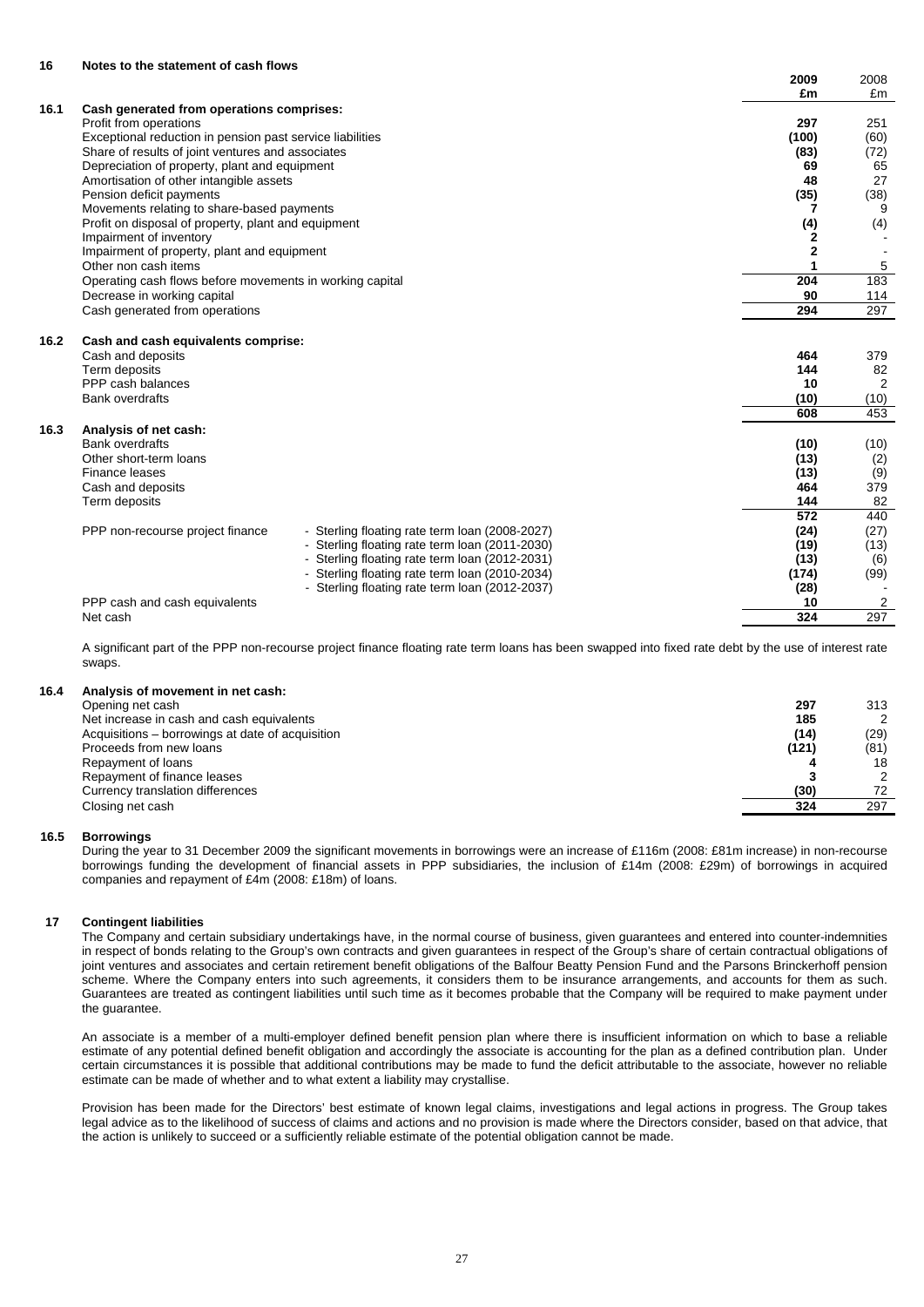## 16 Notes to the statement of cash flows

| | | 2009 £m | 2008 £m |
|---|---|---|---|
| **16.1** | **Cash generated from operations comprises:** | | |
| | Profit from operations | **297** | 251 |
| | Exceptional reduction in pension past service liabilities | **(100)** | (60) |
| | Share of results of joint ventures and associates | **(83)** | (72) |
| | Depreciation of property, plant and equipment | **69** | 65 |
| | Amortisation of other intangible assets | **48** | 27 |
| | Pension deficit payments | **(35)** | (38) |
| | Movements relating to share-based payments | **7** | 9 |
| | Profit on disposal of property, plant and equipment | **(4)** | (4) |
| | Impairment of inventory | **2** | - |
| | Impairment of property, plant and equipment | **2** | - |
| | Other non cash items | **1** | 5 |
| | Operating cash flows before movements in working capital | **204** | 183 |
| | Decrease in working capital | **90** | 114 |
| | Cash generated from operations | **294** | 297 |

| | | 2009 £m | 2008 £m |
|---|---|---|---|
| **16.2** | **Cash and cash equivalents comprise:** | | |
| | Cash and deposits | **464** | 379 |
| | Term deposits | **144** | 82 |
| | PPP cash balances | **10** | 2 |
| | Bank overdrafts | **(10)** | (10) |
| | | **608** | 453 |

| | | | 2009 £m | 2008 £m |
|---|---|---|---|---|
| **16.3** | **Analysis of net cash:** | | | |
| | Bank overdrafts | | **(10)** | (10) |
| | Other short-term loans | | **(13)** | (2) |
| | Finance leases | | **(13)** | (9) |
| | Cash and deposits | | **464** | 379 |
| | Term deposits | | **144** | 82 |
| | | | **572** | 440 |
| | PPP non-recourse project finance | - Sterling floating rate term loan (2008-2027) | **(24)** | (27) |
| | | - Sterling floating rate term loan (2011-2030) | **(19)** | (13) |
| | | - Sterling floating rate term loan (2012-2031) | **(13)** | (6) |
| | | - Sterling floating rate term loan (2010-2034) | **(174)** | (99) |
| | | - Sterling floating rate term loan (2012-2037) | **(28)** | - |
| | PPP cash and cash equivalents | | **10** | 2 |
| | Net cash | | **324** | 297 |

A significant part of the PPP non-recourse project finance floating rate term loans has been swapped into fixed rate debt by the use of interest rate swaps.

| | | 2009 £m | 2008 £m |
|---|---|---|---|
| **16.4** | **Analysis of movement in net cash:** | | |
| | Opening net cash | **297** | 313 |
| | Net increase in cash and cash equivalents | **185** | 2 |
| | Acquisitions – borrowings at date of acquisition | **(14)** | (29) |
| | Proceeds from new loans | **(121)** | (81) |
| | Repayment of loans | **4** | 18 |
| | Repayment of finance leases | **3** | 2 |
| | Currency translation differences | **(30)** | 72 |
| | Closing net cash | **324** | 297 |

### 16.5 Borrowings

During the year to 31 December 2009 the significant movements in borrowings were an increase of £116m (2008: £81m increase) in non-recourse borrowings funding the development of financial assets in PPP subsidiaries, the inclusion of £14m (2008: £29m) of borrowings in acquired companies and repayment of £4m (2008: £18m) of loans.

## 17 Contingent liabilities

The Company and certain subsidiary undertakings have, in the normal course of business, given guarantees and entered into counter-indemnities in respect of bonds relating to the Group's own contracts and given guarantees in respect of the Group's share of certain contractual obligations of joint ventures and associates and certain retirement benefit obligations of the Balfour Beatty Pension Fund and the Parsons Brinckerhoff pension scheme. Where the Company enters into such agreements, it considers them to be insurance arrangements, and accounts for them as such. Guarantees are treated as contingent liabilities until such time as it becomes probable that the Company will be required to make payment under the guarantee.

An associate is a member of a multi-employer defined benefit pension plan where there is insufficient information on which to base a reliable estimate of any potential defined benefit obligation and accordingly the associate is accounting for the plan as a defined contribution plan. Under certain circumstances it is possible that additional contributions may be made to fund the deficit attributable to the associate, however no reliable estimate can be made of whether and to what extent a liability may crystallise.

Provision has been made for the Directors' best estimate of known legal claims, investigations and legal actions in progress. The Group takes legal advice as to the likelihood of success of claims and actions and no provision is made where the Directors consider, based on that advice, that the action is unlikely to succeed or a sufficiently reliable estimate of the potential obligation cannot be made.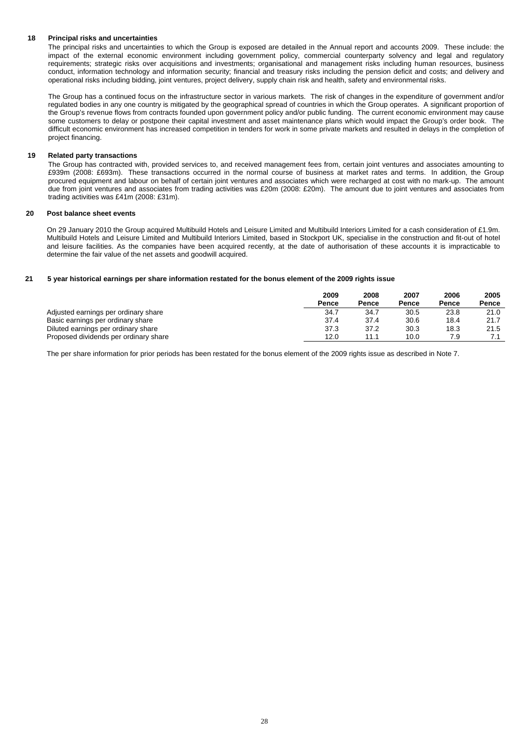## 18 Principal risks and uncertainties

The principal risks and uncertainties to which the Group is exposed are detailed in the Annual report and accounts 2009. These include: the impact of the external economic environment including government policy, commercial counterparty solvency and legal and regulatory requirements; strategic risks over acquisitions and investments; organisational and management risks including human resources, business conduct, information technology and information security; financial and treasury risks including the pension deficit and costs; and delivery and operational risks including bidding, joint ventures, project delivery, supply chain risk and health, safety and environmental risks.

The Group has a continued focus on the infrastructure sector in various markets. The risk of changes in the expenditure of government and/or regulated bodies in any one country is mitigated by the geographical spread of countries in which the Group operates. A significant proportion of the Group's revenue flows from contracts founded upon government policy and/or public funding. The current economic environment may cause some customers to delay or postpone their capital investment and asset maintenance plans which would impact the Group's order book. The difficult economic environment has increased competition in tenders for work in some private markets and resulted in delays in the completion of project financing.

## 19 Related party transactions

The Group has contracted with, provided services to, and received management fees from, certain joint ventures and associates amounting to £939m (2008: £693m). These transactions occurred in the normal course of business at market rates and terms. In addition, the Group procured equipment and labour on behalf of certain joint ventures and associates which were recharged at cost with no mark-up. The amount due from joint ventures and associates from trading activities was £20m (2008: £20m). The amount due to joint ventures and associates from trading activities was £41m (2008: £31m).

## 20 Post balance sheet events

On 29 January 2010 the Group acquired Multibuild Hotels and Leisure Limited and Multibuild Interiors Limited for a cash consideration of £1.9m. Multibuild Hotels and Leisure Limited and Multibuild Interiors Limited, based in Stockport UK, specialise in the construction and fit-out of hotel and leisure facilities. As the companies have been acquired recently, at the date of authorisation of these accounts it is impracticable to determine the fair value of the net assets and goodwill acquired.

## 21 5 year historical earnings per share information restated for the bonus element of the 2009 rights issue

| | 2009 Pence | 2008 Pence | 2007 Pence | 2006 Pence | 2005 Pence |
|---|---|---|---|---|---|
| Adjusted earnings per ordinary share | 34.7 | 34.7 | 30.5 | 23.8 | 21.0 |
| Basic earnings per ordinary share | 37.4 | 37.4 | 30.6 | 18.4 | 21.7 |
| Diluted earnings per ordinary share | 37.3 | 37.2 | 30.3 | 18.3 | 21.5 |
| Proposed dividends per ordinary share | 12.0 | 11.1 | 10.0 | 7.9 | 7.1 |

The per share information for prior periods has been restated for the bonus element of the 2009 rights issue as described in Note 7.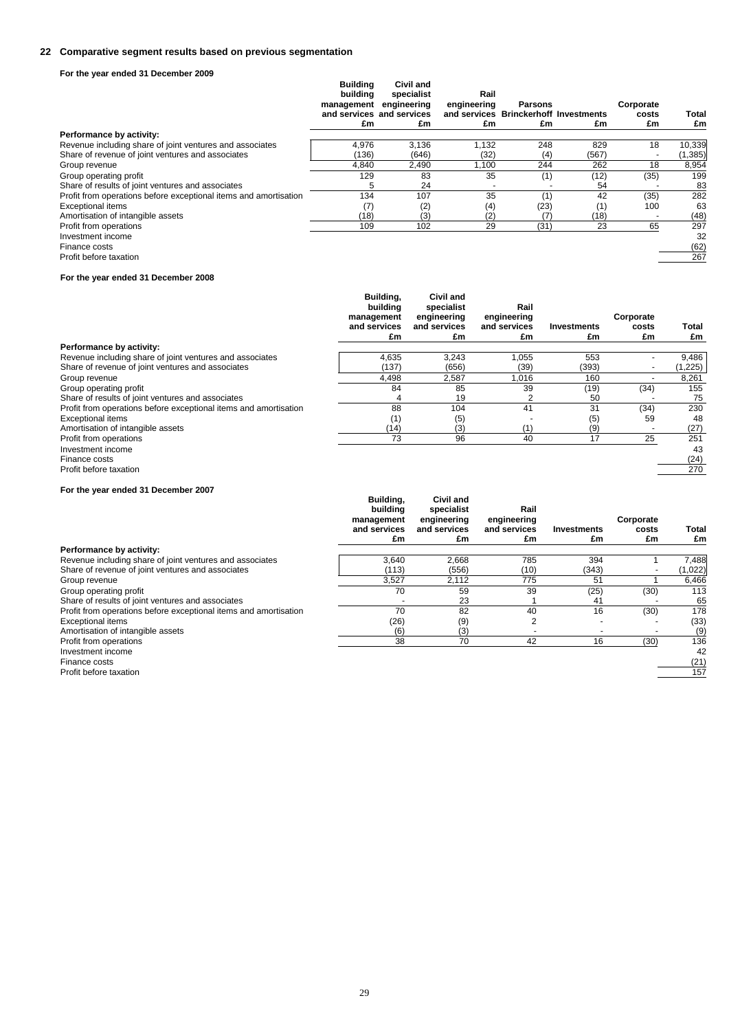## 22 Comparative segment results based on previous segmentation

### For the year ended 31 December 2009

| | Building building management and services £m | Civil and specialist engineering and services £m | Rail engineering and services £m | Parsons Brinckerhoff £m | Investments £m | Corporate costs £m | Total £m |
|---|---|---|---|---|---|---|---|
| **Performance by activity:** | | | | | | | |
| Revenue including share of joint ventures and associates | 4,976 | 3,136 | 1,132 | 248 | 829 | 18 | 10,339 |
| Share of revenue of joint ventures and associates | (136) | (646) | (32) | (4) | (567) | - | (1,385) |
| Group revenue | 4,840 | 2,490 | 1,100 | 244 | 262 | 18 | 8,954 |
| Group operating profit | 129 | 83 | 35 | (1) | (12) | (35) | 199 |
| Share of results of joint ventures and associates | 5 | 24 | - | - | 54 | - | 83 |
| Profit from operations before exceptional items and amortisation | 134 | 107 | 35 | (1) | 42 | (35) | 282 |
| Exceptional items | (7) | (2) | (4) | (23) | (1) | 100 | 63 |
| Amortisation of intangible assets | (18) | (3) | (2) | (7) | (18) | - | (48) |
| Profit from operations | 109 | 102 | 29 | (31) | 23 | 65 | 297 |
| Investment income | | | | | | | 32 |
| Finance costs | | | | | | | (62) |
| Profit before taxation | | | | | | | 267 |

### For the year ended 31 December 2008

| | Building, building management and services £m | Civil and specialist engineering and services £m | Rail engineering and services £m | Investments £m | Corporate costs £m | Total £m |
|---|---|---|---|---|---|---|
| **Performance by activity:** | | | | | | |
| Revenue including share of joint ventures and associates | 4,635 | 3,243 | 1,055 | 553 | - | 9,486 |
| Share of revenue of joint ventures and associates | (137) | (656) | (39) | (393) | - | (1,225) |
| Group revenue | 4,498 | 2,587 | 1,016 | 160 | - | 8,261 |
| Group operating profit | 84 | 85 | 39 | (19) | (34) | 155 |
| Share of results of joint ventures and associates | 4 | 19 | 2 | 50 | - | 75 |
| Profit from operations before exceptional items and amortisation | 88 | 104 | 41 | 31 | (34) | 230 |
| Exceptional items | (1) | (5) | - | (5) | 59 | 48 |
| Amortisation of intangible assets | (14) | (3) | (1) | (9) | - | (27) |
| Profit from operations | 73 | 96 | 40 | 17 | 25 | 251 |
| Investment income | | | | | | 43 |
| Finance costs | | | | | | (24) |
| Profit before taxation | | | | | | 270 |

### For the year ended 31 December 2007

| | Building, building management and services £m | Civil and specialist engineering and services £m | Rail engineering and services £m | Investments £m | Corporate costs £m | Total £m |
|---|---|---|---|---|---|---|
| **Performance by activity:** | | | | | | |
| Revenue including share of joint ventures and associates | 3,640 | 2,668 | 785 | 394 | 1 | 7,488 |
| Share of revenue of joint ventures and associates | (113) | (556) | (10) | (343) | - | (1,022) |
| Group revenue | 3,527 | 2,112 | 775 | 51 | 1 | 6,466 |
| Group operating profit | 70 | 59 | 39 | (25) | (30) | 113 |
| Share of results of joint ventures and associates | - | 23 | 1 | 41 | - | 65 |
| Profit from operations before exceptional items and amortisation | 70 | 82 | 40 | 16 | (30) | 178 |
| Exceptional items | (26) | (9) | 2 | - | - | (33) |
| Amortisation of intangible assets | (6) | (3) | - | - | - | (9) |
| Profit from operations | 38 | 70 | 42 | 16 | (30) | 136 |
| Investment income | | | | | | 42 |
| Finance costs | | | | | | (21) |
| Profit before taxation | | | | | | 157 |